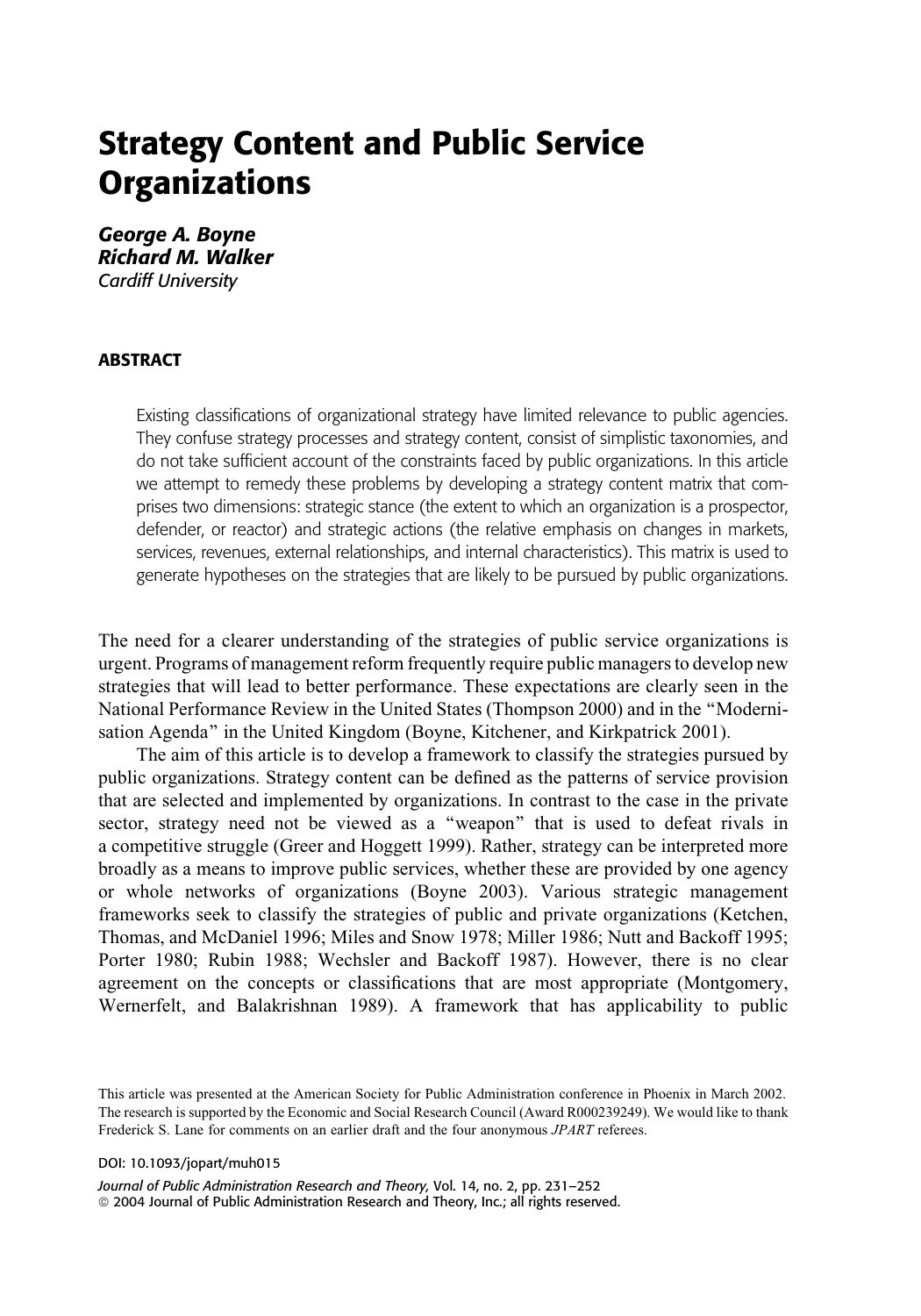# Strategy Content and Public Service Organizations

***George A. Boyne***
***Richard M. Walker***
*Cardiff University*

## ABSTRACT

Existing classifications of organizational strategy have limited relevance to public agencies. They confuse strategy processes and strategy content, consist of simplistic taxonomies, and do not take sufficient account of the constraints faced by public organizations. In this article we attempt to remedy these problems by developing a strategy content matrix that comprises two dimensions: strategic stance (the extent to which an organization is a prospector, defender, or reactor) and strategic actions (the relative emphasis on changes in markets, services, revenues, external relationships, and internal characteristics). This matrix is used to generate hypotheses on the strategies that are likely to be pursued by public organizations.

The need for a clearer understanding of the strategies of public service organizations is urgent. Programs of management reform frequently require public managers to develop new strategies that will lead to better performance. These expectations are clearly seen in the National Performance Review in the United States (Thompson 2000) and in the "Modernisation Agenda" in the United Kingdom (Boyne, Kitchener, and Kirkpatrick 2001).

The aim of this article is to develop a framework to classify the strategies pursued by public organizations. Strategy content can be defined as the patterns of service provision that are selected and implemented by organizations. In contrast to the case in the private sector, strategy need not be viewed as a "weapon" that is used to defeat rivals in a competitive struggle (Greer and Hoggett 1999). Rather, strategy can be interpreted more broadly as a means to improve public services, whether these are provided by one agency or whole networks of organizations (Boyne 2003). Various strategic management frameworks seek to classify the strategies of public and private organizations (Ketchen, Thomas, and McDaniel 1996; Miles and Snow 1978; Miller 1986; Nutt and Backoff 1995; Porter 1980; Rubin 1988; Wechsler and Backoff 1987). However, there is no clear agreement on the concepts or classifications that are most appropriate (Montgomery, Wernerfelt, and Balakrishnan 1989). A framework that has applicability to public

This article was presented at the American Society for Public Administration conference in Phoenix in March 2002. The research is supported by the Economic and Social Research Council (Award R000239249). We would like to thank Frederick S. Lane for comments on an earlier draft and the four anonymous *JPART* referees.

DOI: 10.1093/jopart/muh015

*Journal of Public Administration Research and Theory*, Vol. 14, no. 2, pp. 231–252
© 2004 Journal of Public Administration Research and Theory, Inc.; all rights reserved.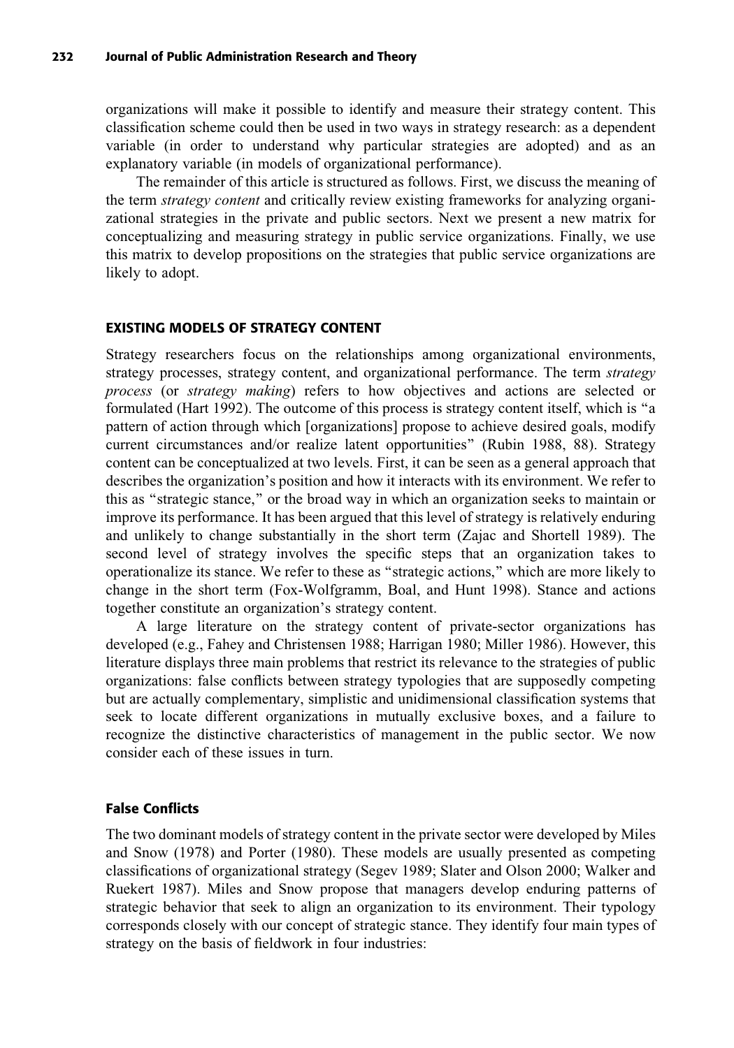organizations will make it possible to identify and measure their strategy content. This classification scheme could then be used in two ways in strategy research: as a dependent variable (in order to understand why particular strategies are adopted) and as an explanatory variable (in models of organizational performance).

The remainder of this article is structured as follows. First, we discuss the meaning of the term *strategy content* and critically review existing frameworks for analyzing organizational strategies in the private and public sectors. Next we present a new matrix for conceptualizing and measuring strategy in public service organizations. Finally, we use this matrix to develop propositions on the strategies that public service organizations are likely to adopt.

## EXISTING MODELS OF STRATEGY CONTENT

Strategy researchers focus on the relationships among organizational environments, strategy processes, strategy content, and organizational performance. The term *strategy process* (or *strategy making*) refers to how objectives and actions are selected or formulated (Hart 1992). The outcome of this process is strategy content itself, which is "a pattern of action through which [organizations] propose to achieve desired goals, modify current circumstances and/or realize latent opportunities" (Rubin 1988, 88). Strategy content can be conceptualized at two levels. First, it can be seen as a general approach that describes the organization's position and how it interacts with its environment. We refer to this as "strategic stance," or the broad way in which an organization seeks to maintain or improve its performance. It has been argued that this level of strategy is relatively enduring and unlikely to change substantially in the short term (Zajac and Shortell 1989). The second level of strategy involves the specific steps that an organization takes to operationalize its stance. We refer to these as "strategic actions," which are more likely to change in the short term (Fox-Wolfgramm, Boal, and Hunt 1998). Stance and actions together constitute an organization's strategy content.

A large literature on the strategy content of private-sector organizations has developed (e.g., Fahey and Christensen 1988; Harrigan 1980; Miller 1986). However, this literature displays three main problems that restrict its relevance to the strategies of public organizations: false conflicts between strategy typologies that are supposedly competing but are actually complementary, simplistic and unidimensional classification systems that seek to locate different organizations in mutually exclusive boxes, and a failure to recognize the distinctive characteristics of management in the public sector. We now consider each of these issues in turn.

### False Conflicts

The two dominant models of strategy content in the private sector were developed by Miles and Snow (1978) and Porter (1980). These models are usually presented as competing classifications of organizational strategy (Segev 1989; Slater and Olson 2000; Walker and Ruekert 1987). Miles and Snow propose that managers develop enduring patterns of strategic behavior that seek to align an organization to its environment. Their typology corresponds closely with our concept of strategic stance. They identify four main types of strategy on the basis of fieldwork in four industries: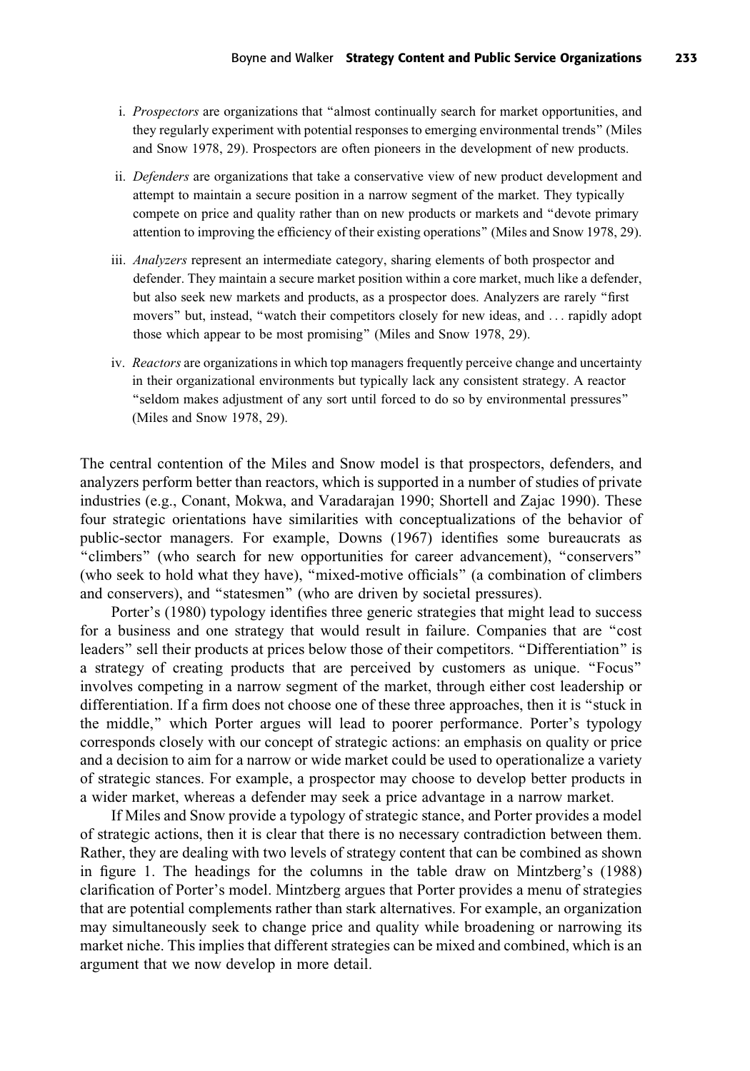i. *Prospectors* are organizations that "almost continually search for market opportunities, and they regularly experiment with potential responses to emerging environmental trends" (Miles and Snow 1978, 29). Prospectors are often pioneers in the development of new products.

ii. *Defenders* are organizations that take a conservative view of new product development and attempt to maintain a secure position in a narrow segment of the market. They typically compete on price and quality rather than on new products or markets and "devote primary attention to improving the efficiency of their existing operations" (Miles and Snow 1978, 29).

iii. *Analyzers* represent an intermediate category, sharing elements of both prospector and defender. They maintain a secure market position within a core market, much like a defender, but also seek new markets and products, as a prospector does. Analyzers are rarely "first movers" but, instead, "watch their competitors closely for new ideas, and . . . rapidly adopt those which appear to be most promising" (Miles and Snow 1978, 29).

iv. *Reactors* are organizations in which top managers frequently perceive change and uncertainty in their organizational environments but typically lack any consistent strategy. A reactor "seldom makes adjustment of any sort until forced to do so by environmental pressures" (Miles and Snow 1978, 29).

The central contention of the Miles and Snow model is that prospectors, defenders, and analyzers perform better than reactors, which is supported in a number of studies of private industries (e.g., Conant, Mokwa, and Varadarajan 1990; Shortell and Zajac 1990). These four strategic orientations have similarities with conceptualizations of the behavior of public-sector managers. For example, Downs (1967) identifies some bureaucrats as "climbers" (who search for new opportunities for career advancement), "conservers" (who seek to hold what they have), "mixed-motive officials" (a combination of climbers and conservers), and "statesmen" (who are driven by societal pressures).

Porter's (1980) typology identifies three generic strategies that might lead to success for a business and one strategy that would result in failure. Companies that are "cost leaders" sell their products at prices below those of their competitors. "Differentiation" is a strategy of creating products that are perceived by customers as unique. "Focus" involves competing in a narrow segment of the market, through either cost leadership or differentiation. If a firm does not choose one of these three approaches, then it is "stuck in the middle," which Porter argues will lead to poorer performance. Porter's typology corresponds closely with our concept of strategic actions: an emphasis on quality or price and a decision to aim for a narrow or wide market could be used to operationalize a variety of strategic stances. For example, a prospector may choose to develop better products in a wider market, whereas a defender may seek a price advantage in a narrow market.

If Miles and Snow provide a typology of strategic stance, and Porter provides a model of strategic actions, then it is clear that there is no necessary contradiction between them. Rather, they are dealing with two levels of strategy content that can be combined as shown in figure 1. The headings for the columns in the table draw on Mintzberg's (1988) clarification of Porter's model. Mintzberg argues that Porter provides a menu of strategies that are potential complements rather than stark alternatives. For example, an organization may simultaneously seek to change price and quality while broadening or narrowing its market niche. This implies that different strategies can be mixed and combined, which is an argument that we now develop in more detail.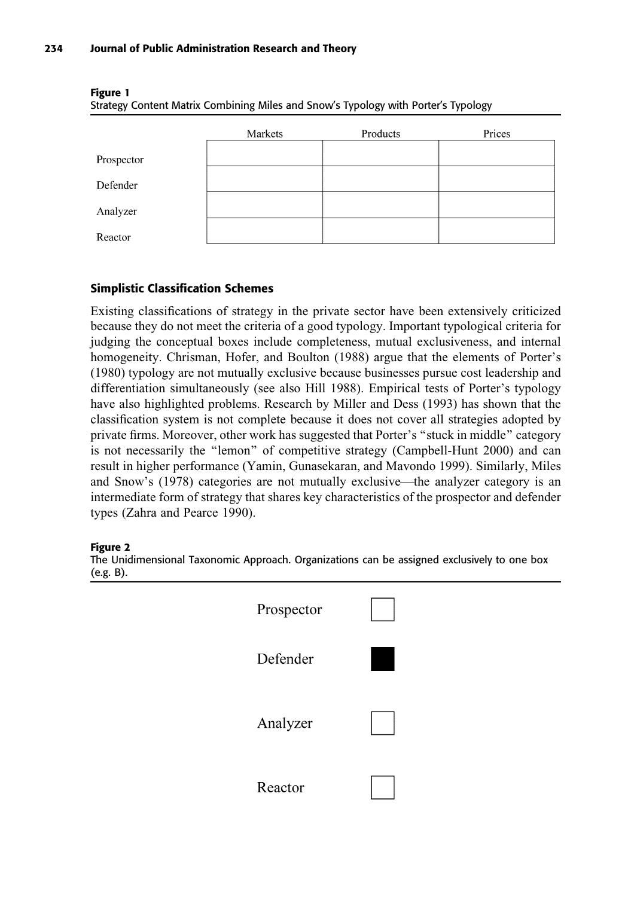**Figure 1**
Strategy Content Matrix Combining Miles and Snow's Typology with Porter's Typology

| | Markets | Products | Prices |
|---|---|---|---|
| Prospector | | | |
| Defender | | | |
| Analyzer | | | |
| Reactor | | | |

### Simplistic Classification Schemes

Existing classifications of strategy in the private sector have been extensively criticized because they do not meet the criteria of a good typology. Important typological criteria for judging the conceptual boxes include completeness, mutual exclusiveness, and internal homogeneity. Chrisman, Hofer, and Boulton (1988) argue that the elements of Porter's (1980) typology are not mutually exclusive because businesses pursue cost leadership and differentiation simultaneously (see also Hill 1988). Empirical tests of Porter's typology have also highlighted problems. Research by Miller and Dess (1993) has shown that the classification system is not complete because it does not cover all strategies adopted by private firms. Moreover, other work has suggested that Porter's "stuck in middle" category is not necessarily the "lemon" of competitive strategy (Campbell-Hunt 2000) and can result in higher performance (Yamin, Gunasekaran, and Mavondo 1999). Similarly, Miles and Snow's (1978) categories are not mutually exclusive—the analyzer category is an intermediate form of strategy that shares key characteristics of the prospector and defender types (Zahra and Pearce 1990).

**Figure 2**
The Unidimensional Taxonomic Approach. Organizations can be assigned exclusively to one box (e.g. B).

| | |
|---|---|
| Prospector | ☐ |
| Defender | ■ |
| Analyzer | ☐ |
| Reactor | ☐ |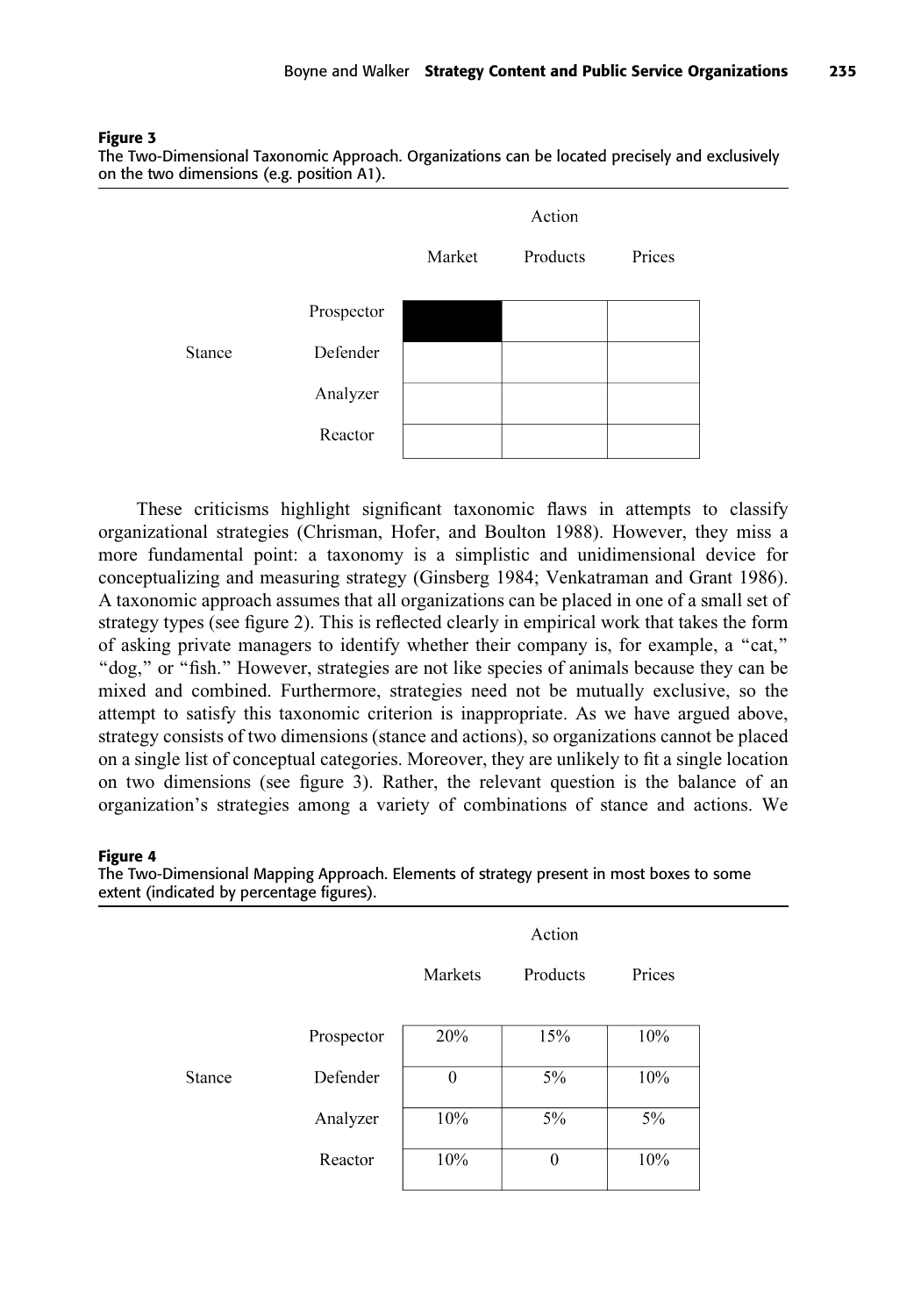**Figure 3**
The Two-Dimensional Taxonomic Approach. Organizations can be located precisely and exclusively on the two dimensions (e.g. position A1).

| | | Action | | |
|---|---|---|---|---|
| | | Market | Products | Prices |
| Stance | Prospector | ■ | | |
| | Defender | | | |
| | Analyzer | | | |
| | Reactor | | | |

These criticisms highlight significant taxonomic flaws in attempts to classify organizational strategies (Chrisman, Hofer, and Boulton 1988). However, they miss a more fundamental point: a taxonomy is a simplistic and unidimensional device for conceptualizing and measuring strategy (Ginsberg 1984; Venkatraman and Grant 1986). A taxonomic approach assumes that all organizations can be placed in one of a small set of strategy types (see figure 2). This is reflected clearly in empirical work that takes the form of asking private managers to identify whether their company is, for example, a "cat," "dog," or "fish." However, strategies are not like species of animals because they can be mixed and combined. Furthermore, strategies need not be mutually exclusive, so the attempt to satisfy this taxonomic criterion is inappropriate. As we have argued above, strategy consists of two dimensions (stance and actions), so organizations cannot be placed on a single list of conceptual categories. Moreover, they are unlikely to fit a single location on two dimensions (see figure 3). Rather, the relevant question is the balance of an organization's strategies among a variety of combinations of stance and actions. We

**Figure 4**
The Two-Dimensional Mapping Approach. Elements of strategy present in most boxes to some extent (indicated by percentage figures).

| | | Action | | |
|---|---|---|---|---|
| | | Markets | Products | Prices |
| Stance | Prospector | 20% | 15% | 10% |
| | Defender | 0 | 5% | 10% |
| | Analyzer | 10% | 5% | 5% |
| | Reactor | 10% | 0 | 10% |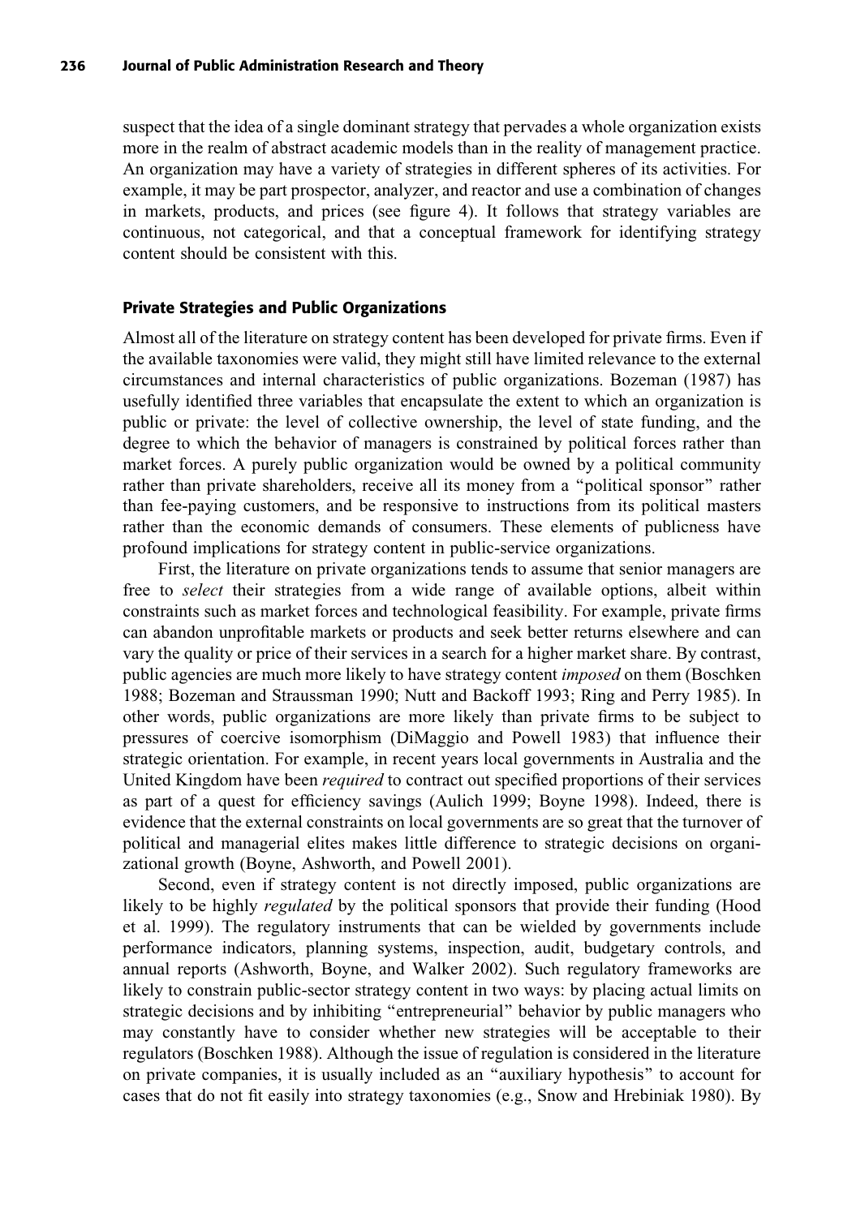suspect that the idea of a single dominant strategy that pervades a whole organization exists more in the realm of abstract academic models than in the reality of management practice. An organization may have a variety of strategies in different spheres of its activities. For example, it may be part prospector, analyzer, and reactor and use a combination of changes in markets, products, and prices (see figure 4). It follows that strategy variables are continuous, not categorical, and that a conceptual framework for identifying strategy content should be consistent with this.

## Private Strategies and Public Organizations

Almost all of the literature on strategy content has been developed for private firms. Even if the available taxonomies were valid, they might still have limited relevance to the external circumstances and internal characteristics of public organizations. Bozeman (1987) has usefully identified three variables that encapsulate the extent to which an organization is public or private: the level of collective ownership, the level of state funding, and the degree to which the behavior of managers is constrained by political forces rather than market forces. A purely public organization would be owned by a political community rather than private shareholders, receive all its money from a "political sponsor" rather than fee-paying customers, and be responsive to instructions from its political masters rather than the economic demands of consumers. These elements of publicness have profound implications for strategy content in public-service organizations.

First, the literature on private organizations tends to assume that senior managers are free to *select* their strategies from a wide range of available options, albeit within constraints such as market forces and technological feasibility. For example, private firms can abandon unprofitable markets or products and seek better returns elsewhere and can vary the quality or price of their services in a search for a higher market share. By contrast, public agencies are much more likely to have strategy content *imposed* on them (Boschken 1988; Bozeman and Straussman 1990; Nutt and Backoff 1993; Ring and Perry 1985). In other words, public organizations are more likely than private firms to be subject to pressures of coercive isomorphism (DiMaggio and Powell 1983) that influence their strategic orientation. For example, in recent years local governments in Australia and the United Kingdom have been *required* to contract out specified proportions of their services as part of a quest for efficiency savings (Aulich 1999; Boyne 1998). Indeed, there is evidence that the external constraints on local governments are so great that the turnover of political and managerial elites makes little difference to strategic decisions on organizational growth (Boyne, Ashworth, and Powell 2001).

Second, even if strategy content is not directly imposed, public organizations are likely to be highly *regulated* by the political sponsors that provide their funding (Hood et al. 1999). The regulatory instruments that can be wielded by governments include performance indicators, planning systems, inspection, audit, budgetary controls, and annual reports (Ashworth, Boyne, and Walker 2002). Such regulatory frameworks are likely to constrain public-sector strategy content in two ways: by placing actual limits on strategic decisions and by inhibiting "entrepreneurial" behavior by public managers who may constantly have to consider whether new strategies will be acceptable to their regulators (Boschken 1988). Although the issue of regulation is considered in the literature on private companies, it is usually included as an "auxiliary hypothesis" to account for cases that do not fit easily into strategy taxonomies (e.g., Snow and Hrebiniak 1980). By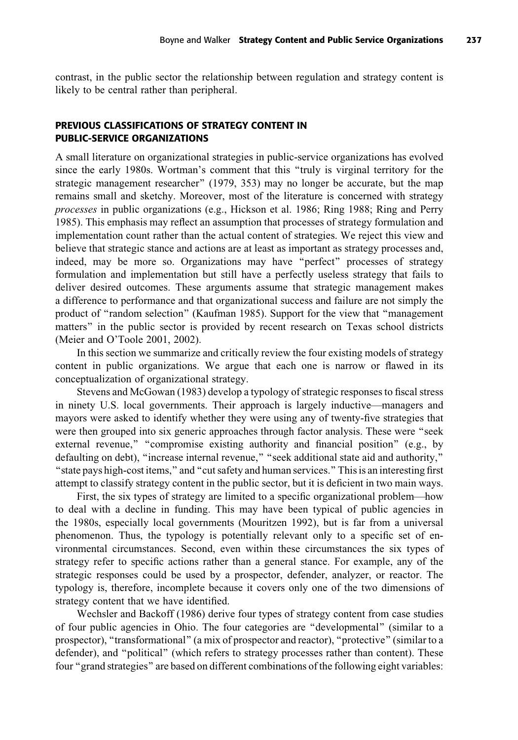contrast, in the public sector the relationship between regulation and strategy content is likely to be central rather than peripheral.

## PREVIOUS CLASSIFICATIONS OF STRATEGY CONTENT IN PUBLIC-SERVICE ORGANIZATIONS

A small literature on organizational strategies in public-service organizations has evolved since the early 1980s. Wortman's comment that this "truly is virginal territory for the strategic management researcher" (1979, 353) may no longer be accurate, but the map remains small and sketchy. Moreover, most of the literature is concerned with strategy *processes* in public organizations (e.g., Hickson et al. 1986; Ring 1988; Ring and Perry 1985). This emphasis may reflect an assumption that processes of strategy formulation and implementation count rather than the actual content of strategies. We reject this view and believe that strategic stance and actions are at least as important as strategy processes and, indeed, may be more so. Organizations may have "perfect" processes of strategy formulation and implementation but still have a perfectly useless strategy that fails to deliver desired outcomes. These arguments assume that strategic management makes a difference to performance and that organizational success and failure are not simply the product of "random selection" (Kaufman 1985). Support for the view that "management matters" in the public sector is provided by recent research on Texas school districts (Meier and O'Toole 2001, 2002).

In this section we summarize and critically review the four existing models of strategy content in public organizations. We argue that each one is narrow or flawed in its conceptualization of organizational strategy.

Stevens and McGowan (1983) develop a typology of strategic responses to fiscal stress in ninety U.S. local governments. Their approach is largely inductive—managers and mayors were asked to identify whether they were using any of twenty-five strategies that were then grouped into six generic approaches through factor analysis. These were "seek external revenue," "compromise existing authority and financial position" (e.g., by defaulting on debt), "increase internal revenue," "seek additional state aid and authority," "state pays high-cost items," and "cut safety and human services." This is an interesting first attempt to classify strategy content in the public sector, but it is deficient in two main ways.

First, the six types of strategy are limited to a specific organizational problem—how to deal with a decline in funding. This may have been typical of public agencies in the 1980s, especially local governments (Mouritzen 1992), but is far from a universal phenomenon. Thus, the typology is potentially relevant only to a specific set of environmental circumstances. Second, even within these circumstances the six types of strategy refer to specific actions rather than a general stance. For example, any of the strategic responses could be used by a prospector, defender, analyzer, or reactor. The typology is, therefore, incomplete because it covers only one of the two dimensions of strategy content that we have identified.

Wechsler and Backoff (1986) derive four types of strategy content from case studies of four public agencies in Ohio. The four categories are "developmental" (similar to a prospector), "transformational" (a mix of prospector and reactor), "protective" (similar to a defender), and "political" (which refers to strategy processes rather than content). These four "grand strategies" are based on different combinations of the following eight variables: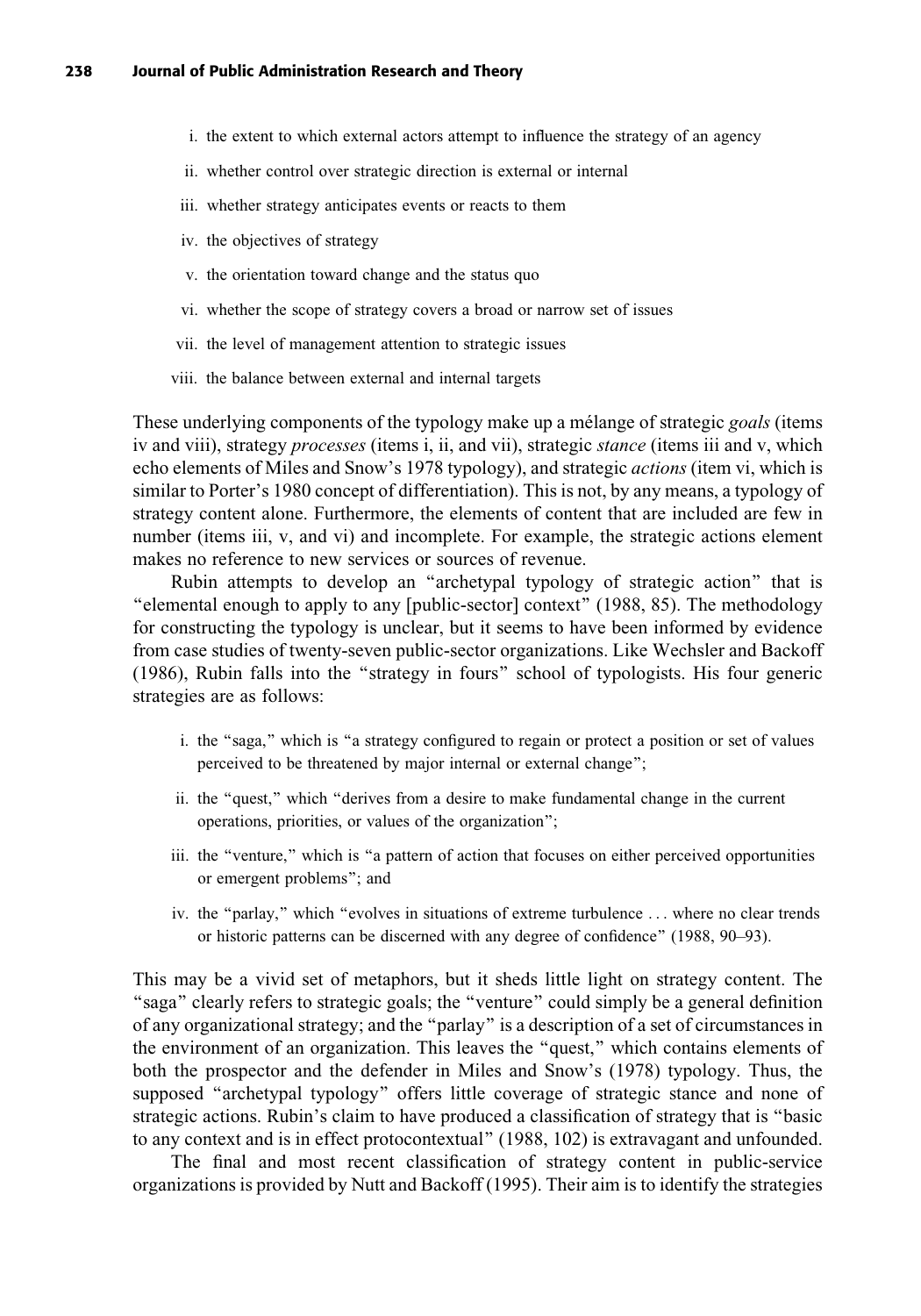i. the extent to which external actors attempt to influence the strategy of an agency
ii. whether control over strategic direction is external or internal
iii. whether strategy anticipates events or reacts to them
iv. the objectives of strategy
v. the orientation toward change and the status quo
vi. whether the scope of strategy covers a broad or narrow set of issues
vii. the level of management attention to strategic issues
viii. the balance between external and internal targets

These underlying components of the typology make up a mélange of strategic *goals* (items iv and viii), strategy *processes* (items i, ii, and vii), strategic *stance* (items iii and v, which echo elements of Miles and Snow's 1978 typology), and strategic *actions* (item vi, which is similar to Porter's 1980 concept of differentiation). This is not, by any means, a typology of strategy content alone. Furthermore, the elements of content that are included are few in number (items iii, v, and vi) and incomplete. For example, the strategic actions element makes no reference to new services or sources of revenue.

Rubin attempts to develop an "archetypal typology of strategic action" that is "elemental enough to apply to any [public-sector] context" (1988, 85). The methodology for constructing the typology is unclear, but it seems to have been informed by evidence from case studies of twenty-seven public-sector organizations. Like Wechsler and Backoff (1986), Rubin falls into the "strategy in fours" school of typologists. His four generic strategies are as follows:

i. the "saga," which is "a strategy configured to regain or protect a position or set of values perceived to be threatened by major internal or external change";
ii. the "quest," which "derives from a desire to make fundamental change in the current operations, priorities, or values of the organization";
iii. the "venture," which is "a pattern of action that focuses on either perceived opportunities or emergent problems"; and
iv. the "parlay," which "evolves in situations of extreme turbulence . . . where no clear trends or historic patterns can be discerned with any degree of confidence" (1988, 90–93).

This may be a vivid set of metaphors, but it sheds little light on strategy content. The "saga" clearly refers to strategic goals; the "venture" could simply be a general definition of any organizational strategy; and the "parlay" is a description of a set of circumstances in the environment of an organization. This leaves the "quest," which contains elements of both the prospector and the defender in Miles and Snow's (1978) typology. Thus, the supposed "archetypal typology" offers little coverage of strategic stance and none of strategic actions. Rubin's claim to have produced a classification of strategy that is "basic to any context and is in effect protocontextual" (1988, 102) is extravagant and unfounded.

The final and most recent classification of strategy content in public-service organizations is provided by Nutt and Backoff (1995). Their aim is to identify the strategies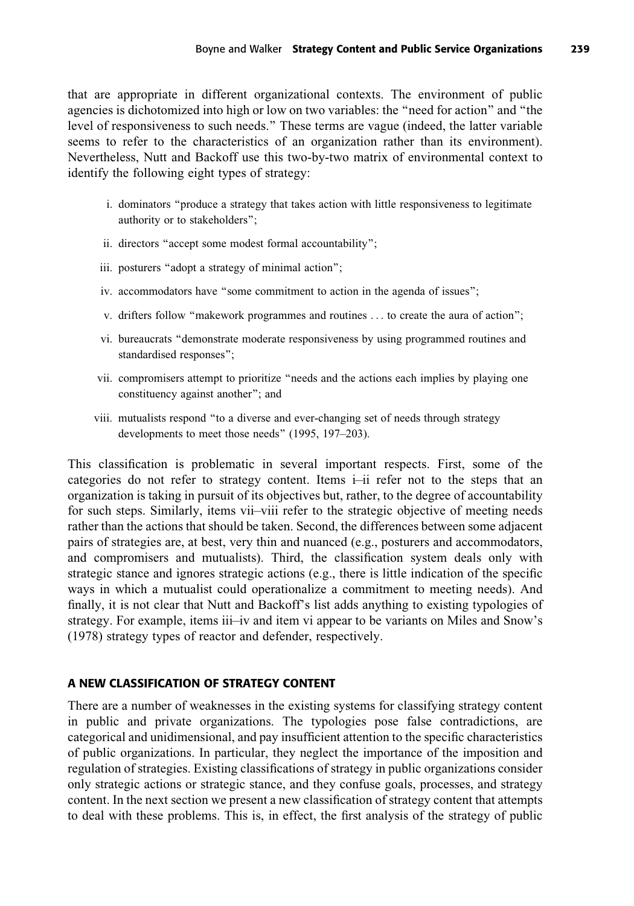that are appropriate in different organizational contexts. The environment of public agencies is dichotomized into high or low on two variables: the "need for action" and "the level of responsiveness to such needs." These terms are vague (indeed, the latter variable seems to refer to the characteristics of an organization rather than its environment). Nevertheless, Nutt and Backoff use this two-by-two matrix of environmental context to identify the following eight types of strategy:

i. dominators "produce a strategy that takes action with little responsiveness to legitimate authority or to stakeholders";

ii. directors "accept some modest formal accountability";

iii. posturers "adopt a strategy of minimal action";

iv. accommodators have "some commitment to action in the agenda of issues";

v. drifters follow "makework programmes and routines . . . to create the aura of action";

vi. bureaucrats "demonstrate moderate responsiveness by using programmed routines and standardised responses";

vii. compromisers attempt to prioritize "needs and the actions each implies by playing one constituency against another"; and

viii. mutualists respond "to a diverse and ever-changing set of needs through strategy developments to meet those needs" (1995, 197–203).

This classification is problematic in several important respects. First, some of the categories do not refer to strategy content. Items i–ii refer not to the steps that an organization is taking in pursuit of its objectives but, rather, to the degree of accountability for such steps. Similarly, items vii–viii refer to the strategic objective of meeting needs rather than the actions that should be taken. Second, the differences between some adjacent pairs of strategies are, at best, very thin and nuanced (e.g., posturers and accommodators, and compromisers and mutualists). Third, the classification system deals only with strategic stance and ignores strategic actions (e.g., there is little indication of the specific ways in which a mutualist could operationalize a commitment to meeting needs). And finally, it is not clear that Nutt and Backoff's list adds anything to existing typologies of strategy. For example, items iii–iv and item vi appear to be variants on Miles and Snow's (1978) strategy types of reactor and defender, respectively.

## A NEW CLASSIFICATION OF STRATEGY CONTENT

There are a number of weaknesses in the existing systems for classifying strategy content in public and private organizations. The typologies pose false contradictions, are categorical and unidimensional, and pay insufficient attention to the specific characteristics of public organizations. In particular, they neglect the importance of the imposition and regulation of strategies. Existing classifications of strategy in public organizations consider only strategic actions or strategic stance, and they confuse goals, processes, and strategy content. In the next section we present a new classification of strategy content that attempts to deal with these problems. This is, in effect, the first analysis of the strategy of public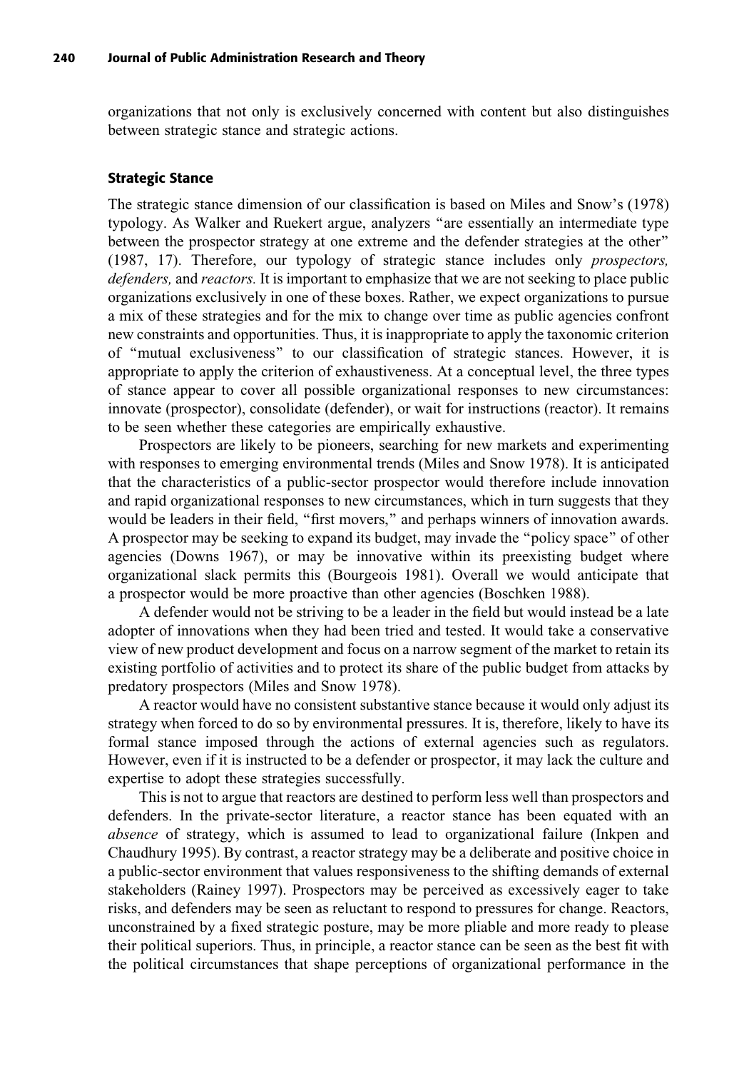organizations that not only is exclusively concerned with content but also distinguishes between strategic stance and strategic actions.

### Strategic Stance

The strategic stance dimension of our classification is based on Miles and Snow's (1978) typology. As Walker and Ruekert argue, analyzers "are essentially an intermediate type between the prospector strategy at one extreme and the defender strategies at the other" (1987, 17). Therefore, our typology of strategic stance includes only *prospectors, defenders,* and *reactors.* It is important to emphasize that we are not seeking to place public organizations exclusively in one of these boxes. Rather, we expect organizations to pursue a mix of these strategies and for the mix to change over time as public agencies confront new constraints and opportunities. Thus, it is inappropriate to apply the taxonomic criterion of "mutual exclusiveness" to our classification of strategic stances. However, it is appropriate to apply the criterion of exhaustiveness. At a conceptual level, the three types of stance appear to cover all possible organizational responses to new circumstances: innovate (prospector), consolidate (defender), or wait for instructions (reactor). It remains to be seen whether these categories are empirically exhaustive.

Prospectors are likely to be pioneers, searching for new markets and experimenting with responses to emerging environmental trends (Miles and Snow 1978). It is anticipated that the characteristics of a public-sector prospector would therefore include innovation and rapid organizational responses to new circumstances, which in turn suggests that they would be leaders in their field, "first movers," and perhaps winners of innovation awards. A prospector may be seeking to expand its budget, may invade the "policy space" of other agencies (Downs 1967), or may be innovative within its preexisting budget where organizational slack permits this (Bourgeois 1981). Overall we would anticipate that a prospector would be more proactive than other agencies (Boschken 1988).

A defender would not be striving to be a leader in the field but would instead be a late adopter of innovations when they had been tried and tested. It would take a conservative view of new product development and focus on a narrow segment of the market to retain its existing portfolio of activities and to protect its share of the public budget from attacks by predatory prospectors (Miles and Snow 1978).

A reactor would have no consistent substantive stance because it would only adjust its strategy when forced to do so by environmental pressures. It is, therefore, likely to have its formal stance imposed through the actions of external agencies such as regulators. However, even if it is instructed to be a defender or prospector, it may lack the culture and expertise to adopt these strategies successfully.

This is not to argue that reactors are destined to perform less well than prospectors and defenders. In the private-sector literature, a reactor stance has been equated with an *absence* of strategy, which is assumed to lead to organizational failure (Inkpen and Chaudhury 1995). By contrast, a reactor strategy may be a deliberate and positive choice in a public-sector environment that values responsiveness to the shifting demands of external stakeholders (Rainey 1997). Prospectors may be perceived as excessively eager to take risks, and defenders may be seen as reluctant to respond to pressures for change. Reactors, unconstrained by a fixed strategic posture, may be more pliable and more ready to please their political superiors. Thus, in principle, a reactor stance can be seen as the best fit with the political circumstances that shape perceptions of organizational performance in the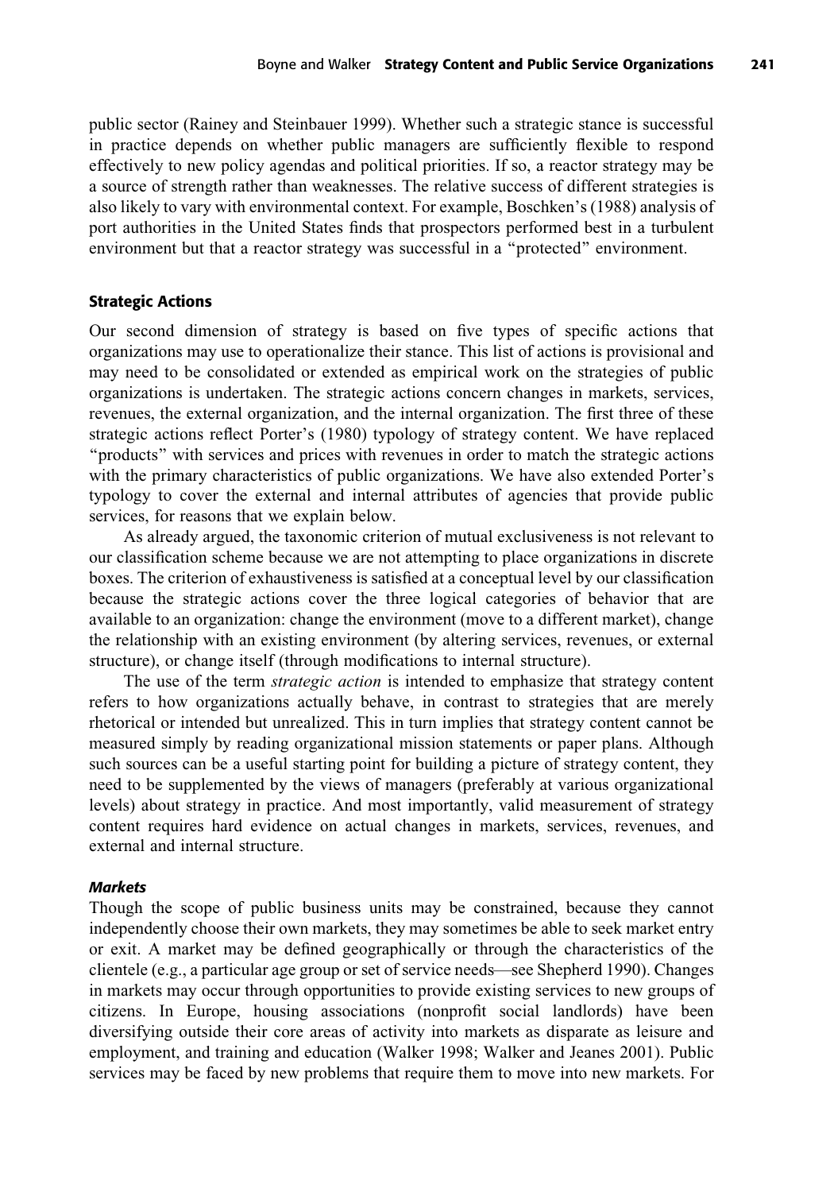public sector (Rainey and Steinbauer 1999). Whether such a strategic stance is successful in practice depends on whether public managers are sufficiently flexible to respond effectively to new policy agendas and political priorities. If so, a reactor strategy may be a source of strength rather than weaknesses. The relative success of different strategies is also likely to vary with environmental context. For example, Boschken's (1988) analysis of port authorities in the United States finds that prospectors performed best in a turbulent environment but that a reactor strategy was successful in a "protected" environment.

### Strategic Actions

Our second dimension of strategy is based on five types of specific actions that organizations may use to operationalize their stance. This list of actions is provisional and may need to be consolidated or extended as empirical work on the strategies of public organizations is undertaken. The strategic actions concern changes in markets, services, revenues, the external organization, and the internal organization. The first three of these strategic actions reflect Porter's (1980) typology of strategy content. We have replaced "products" with services and prices with revenues in order to match the strategic actions with the primary characteristics of public organizations. We have also extended Porter's typology to cover the external and internal attributes of agencies that provide public services, for reasons that we explain below.

As already argued, the taxonomic criterion of mutual exclusiveness is not relevant to our classification scheme because we are not attempting to place organizations in discrete boxes. The criterion of exhaustiveness is satisfied at a conceptual level by our classification because the strategic actions cover the three logical categories of behavior that are available to an organization: change the environment (move to a different market), change the relationship with an existing environment (by altering services, revenues, or external structure), or change itself (through modifications to internal structure).

The use of the term *strategic action* is intended to emphasize that strategy content refers to how organizations actually behave, in contrast to strategies that are merely rhetorical or intended but unrealized. This in turn implies that strategy content cannot be measured simply by reading organizational mission statements or paper plans. Although such sources can be a useful starting point for building a picture of strategy content, they need to be supplemented by the views of managers (preferably at various organizational levels) about strategy in practice. And most importantly, valid measurement of strategy content requires hard evidence on actual changes in markets, services, revenues, and external and internal structure.

#### *Markets*

Though the scope of public business units may be constrained, because they cannot independently choose their own markets, they may sometimes be able to seek market entry or exit. A market may be defined geographically or through the characteristics of the clientele (e.g., a particular age group or set of service needs—see Shepherd 1990). Changes in markets may occur through opportunities to provide existing services to new groups of citizens. In Europe, housing associations (nonprofit social landlords) have been diversifying outside their core areas of activity into markets as disparate as leisure and employment, and training and education (Walker 1998; Walker and Jeanes 2001). Public services may be faced by new problems that require them to move into new markets. For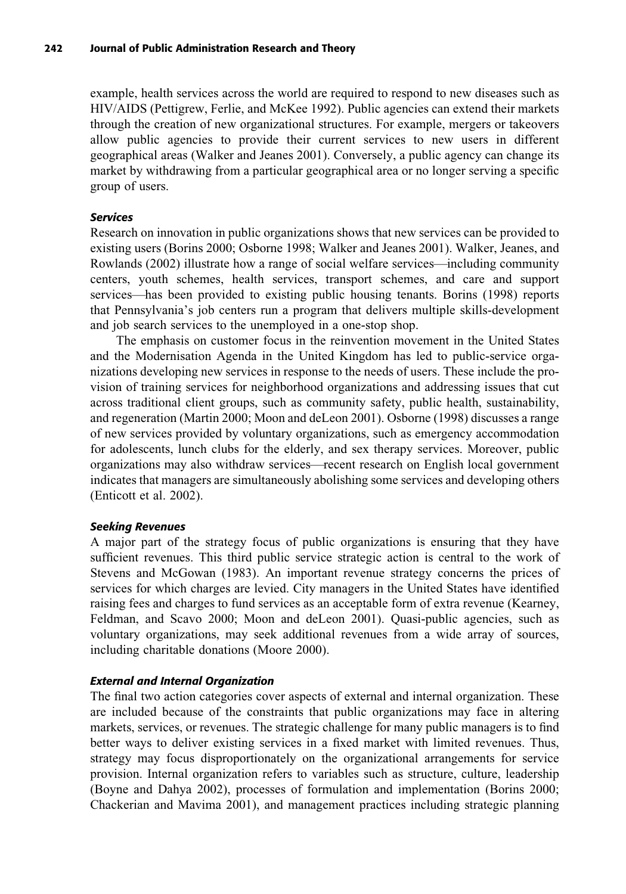example, health services across the world are required to respond to new diseases such as HIV/AIDS (Pettigrew, Ferlie, and McKee 1992). Public agencies can extend their markets through the creation of new organizational structures. For example, mergers or takeovers allow public agencies to provide their current services to new users in different geographical areas (Walker and Jeanes 2001). Conversely, a public agency can change its market by withdrawing from a particular geographical area or no longer serving a specific group of users.

### *Services*

Research on innovation in public organizations shows that new services can be provided to existing users (Borins 2000; Osborne 1998; Walker and Jeanes 2001). Walker, Jeanes, and Rowlands (2002) illustrate how a range of social welfare services—including community centers, youth schemes, health services, transport schemes, and care and support services—has been provided to existing public housing tenants. Borins (1998) reports that Pennsylvania's job centers run a program that delivers multiple skills-development and job search services to the unemployed in a one-stop shop.

The emphasis on customer focus in the reinvention movement in the United States and the Modernisation Agenda in the United Kingdom has led to public-service organizations developing new services in response to the needs of users. These include the provision of training services for neighborhood organizations and addressing issues that cut across traditional client groups, such as community safety, public health, sustainability, and regeneration (Martin 2000; Moon and deLeon 2001). Osborne (1998) discusses a range of new services provided by voluntary organizations, such as emergency accommodation for adolescents, lunch clubs for the elderly, and sex therapy services. Moreover, public organizations may also withdraw services—recent research on English local government indicates that managers are simultaneously abolishing some services and developing others (Enticott et al. 2002).

### *Seeking Revenues*

A major part of the strategy focus of public organizations is ensuring that they have sufficient revenues. This third public service strategic action is central to the work of Stevens and McGowan (1983). An important revenue strategy concerns the prices of services for which charges are levied. City managers in the United States have identified raising fees and charges to fund services as an acceptable form of extra revenue (Kearney, Feldman, and Scavo 2000; Moon and deLeon 2001). Quasi-public agencies, such as voluntary organizations, may seek additional revenues from a wide array of sources, including charitable donations (Moore 2000).

### *External and Internal Organization*

The final two action categories cover aspects of external and internal organization. These are included because of the constraints that public organizations may face in altering markets, services, or revenues. The strategic challenge for many public managers is to find better ways to deliver existing services in a fixed market with limited revenues. Thus, strategy may focus disproportionately on the organizational arrangements for service provision. Internal organization refers to variables such as structure, culture, leadership (Boyne and Dahya 2002), processes of formulation and implementation (Borins 2000; Chackerian and Mavima 2001), and management practices including strategic planning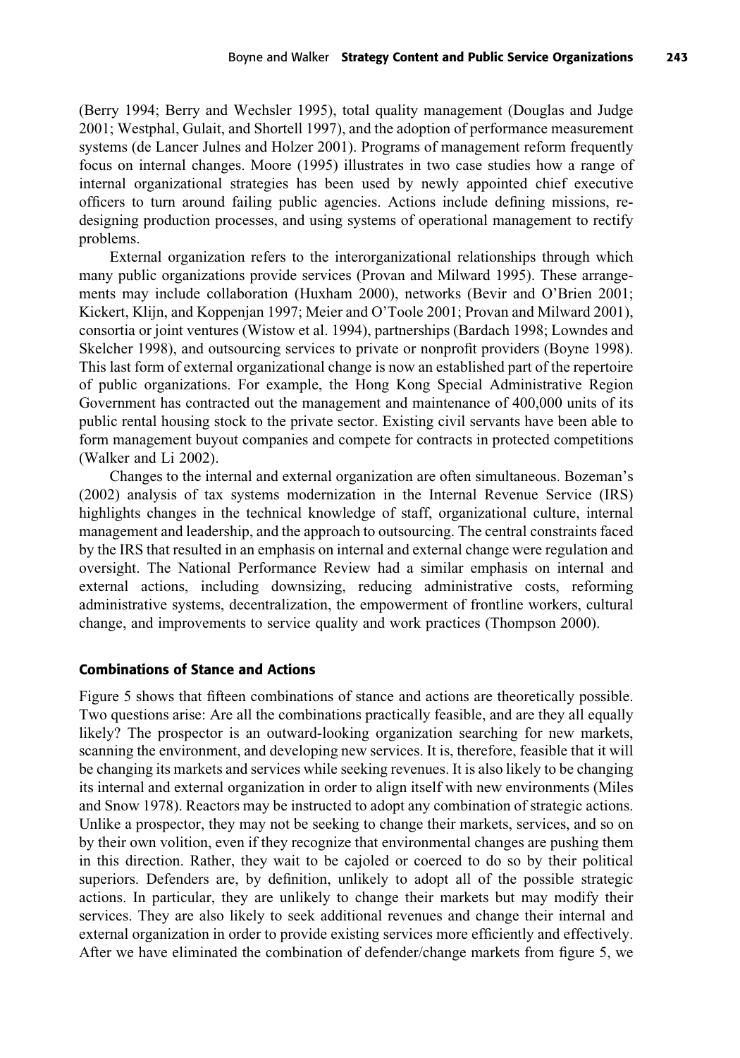(Berry 1994; Berry and Wechsler 1995), total quality management (Douglas and Judge 2001; Westphal, Gulait, and Shortell 1997), and the adoption of performance measurement systems (de Lancer Julnes and Holzer 2001). Programs of management reform frequently focus on internal changes. Moore (1995) illustrates in two case studies how a range of internal organizational strategies has been used by newly appointed chief executive officers to turn around failing public agencies. Actions include defining missions, re-designing production processes, and using systems of operational management to rectify problems.

External organization refers to the interorganizational relationships through which many public organizations provide services (Provan and Milward 1995). These arrangements may include collaboration (Huxham 2000), networks (Bevir and O'Brien 2001; Kickert, Klijn, and Koppenjan 1997; Meier and O'Toole 2001; Provan and Milward 2001), consortia or joint ventures (Wistow et al. 1994), partnerships (Bardach 1998; Lowndes and Skelcher 1998), and outsourcing services to private or nonprofit providers (Boyne 1998). This last form of external organizational change is now an established part of the repertoire of public organizations. For example, the Hong Kong Special Administrative Region Government has contracted out the management and maintenance of 400,000 units of its public rental housing stock to the private sector. Existing civil servants have been able to form management buyout companies and compete for contracts in protected competitions (Walker and Li 2002).

Changes to the internal and external organization are often simultaneous. Bozeman's (2002) analysis of tax systems modernization in the Internal Revenue Service (IRS) highlights changes in the technical knowledge of staff, organizational culture, internal management and leadership, and the approach to outsourcing. The central constraints faced by the IRS that resulted in an emphasis on internal and external change were regulation and oversight. The National Performance Review had a similar emphasis on internal and external actions, including downsizing, reducing administrative costs, reforming administrative systems, decentralization, the empowerment of frontline workers, cultural change, and improvements to service quality and work practices (Thompson 2000).

### Combinations of Stance and Actions

Figure 5 shows that fifteen combinations of stance and actions are theoretically possible. Two questions arise: Are all the combinations practically feasible, and are they all equally likely? The prospector is an outward-looking organization searching for new markets, scanning the environment, and developing new services. It is, therefore, feasible that it will be changing its markets and services while seeking revenues. It is also likely to be changing its internal and external organization in order to align itself with new environments (Miles and Snow 1978). Reactors may be instructed to adopt any combination of strategic actions. Unlike a prospector, they may not be seeking to change their markets, services, and so on by their own volition, even if they recognize that environmental changes are pushing them in this direction. Rather, they wait to be cajoled or coerced to do so by their political superiors. Defenders are, by definition, unlikely to adopt all of the possible strategic actions. In particular, they are unlikely to change their markets but may modify their services. They are also likely to seek additional revenues and change their internal and external organization in order to provide existing services more efficiently and effectively. After we have eliminated the combination of defender/change markets from figure 5, we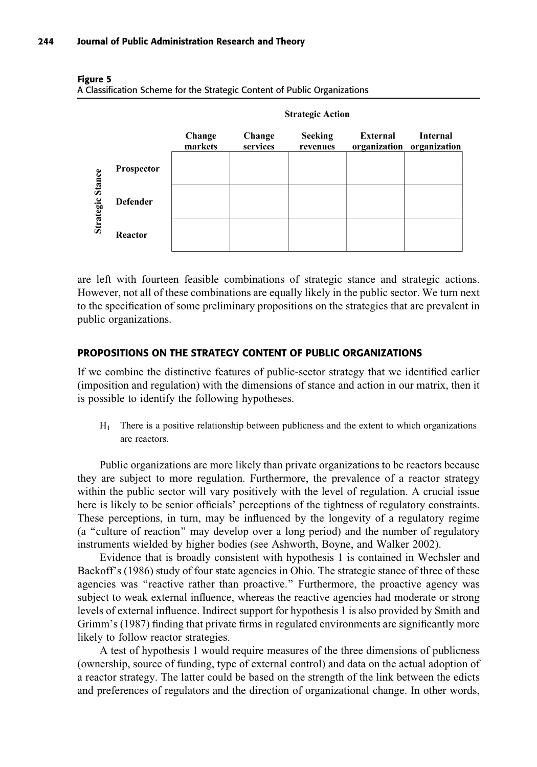**Figure 5**
A Classification Scheme for the Strategic Content of Public Organizations

| Strategic Stance | Strategic Action: Change markets | Change services | Seeking revenues | External organization | Internal organization |
|---|---|---|---|---|---|
| Prospector | | | | | |
| Defender | | | | | |
| Reactor | | | | | |

are left with fourteen feasible combinations of strategic stance and strategic actions. However, not all of these combinations are equally likely in the public sector. We turn next to the specification of some preliminary propositions on the strategies that are prevalent in public organizations.

## PROPOSITIONS ON THE STRATEGY CONTENT OF PUBLIC ORGANIZATIONS

If we combine the distinctive features of public-sector strategy that we identified earlier (imposition and regulation) with the dimensions of stance and action in our matrix, then it is possible to identify the following hypotheses.

> $H_1$ There is a positive relationship between publicness and the extent to which organizations are reactors.

Public organizations are more likely than private organizations to be reactors because they are subject to more regulation. Furthermore, the prevalence of a reactor strategy within the public sector will vary positively with the level of regulation. A crucial issue here is likely to be senior officials' perceptions of the tightness of regulatory constraints. These perceptions, in turn, may be influenced by the longevity of a regulatory regime (a "culture of reaction" may develop over a long period) and the number of regulatory instruments wielded by higher bodies (see Ashworth, Boyne, and Walker 2002).

Evidence that is broadly consistent with hypothesis 1 is contained in Wechsler and Backoff's (1986) study of four state agencies in Ohio. The strategic stance of three of these agencies was "reactive rather than proactive." Furthermore, the proactive agency was subject to weak external influence, whereas the reactive agencies had moderate or strong levels of external influence. Indirect support for hypothesis 1 is also provided by Smith and Grimm's (1987) finding that private firms in regulated environments are significantly more likely to follow reactor strategies.

A test of hypothesis 1 would require measures of the three dimensions of publicness (ownership, source of funding, type of external control) and data on the actual adoption of a reactor strategy. The latter could be based on the strength of the link between the edicts and preferences of regulators and the direction of organizational change. In other words,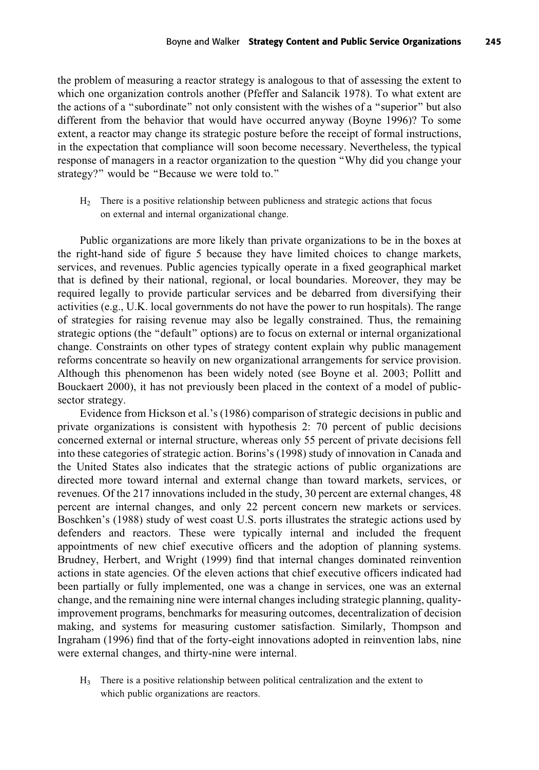the problem of measuring a reactor strategy is analogous to that of assessing the extent to which one organization controls another (Pfeffer and Salancik 1978). To what extent are the actions of a "subordinate" not only consistent with the wishes of a "superior" but also different from the behavior that would have occurred anyway (Boyne 1996)? To some extent, a reactor may change its strategic posture before the receipt of formal instructions, in the expectation that compliance will soon become necessary. Nevertheless, the typical response of managers in a reactor organization to the question "Why did you change your strategy?" would be "Because we were told to."

> $H_2$ There is a positive relationship between publicness and strategic actions that focus on external and internal organizational change.

Public organizations are more likely than private organizations to be in the boxes at the right-hand side of figure 5 because they have limited choices to change markets, services, and revenues. Public agencies typically operate in a fixed geographical market that is defined by their national, regional, or local boundaries. Moreover, they may be required legally to provide particular services and be debarred from diversifying their activities (e.g., U.K. local governments do not have the power to run hospitals). The range of strategies for raising revenue may also be legally constrained. Thus, the remaining strategic options (the "default" options) are to focus on external or internal organizational change. Constraints on other types of strategy content explain why public management reforms concentrate so heavily on new organizational arrangements for service provision. Although this phenomenon has been widely noted (see Boyne et al. 2003; Pollitt and Bouckaert 2000), it has not previously been placed in the context of a model of public-sector strategy.

Evidence from Hickson et al.'s (1986) comparison of strategic decisions in public and private organizations is consistent with hypothesis 2: 70 percent of public decisions concerned external or internal structure, whereas only 55 percent of private decisions fell into these categories of strategic action. Borins's (1998) study of innovation in Canada and the United States also indicates that the strategic actions of public organizations are directed more toward internal and external change than toward markets, services, or revenues. Of the 217 innovations included in the study, 30 percent are external changes, 48 percent are internal changes, and only 22 percent concern new markets or services. Boschken's (1988) study of west coast U.S. ports illustrates the strategic actions used by defenders and reactors. These were typically internal and included the frequent appointments of new chief executive officers and the adoption of planning systems. Brudney, Herbert, and Wright (1999) find that internal changes dominated reinvention actions in state agencies. Of the eleven actions that chief executive officers indicated had been partially or fully implemented, one was a change in services, one was an external change, and the remaining nine were internal changes including strategic planning, quality-improvement programs, benchmarks for measuring outcomes, decentralization of decision making, and systems for measuring customer satisfaction. Similarly, Thompson and Ingraham (1996) find that of the forty-eight innovations adopted in reinvention labs, nine were external changes, and thirty-nine were internal.

> $H_3$ There is a positive relationship between political centralization and the extent to which public organizations are reactors.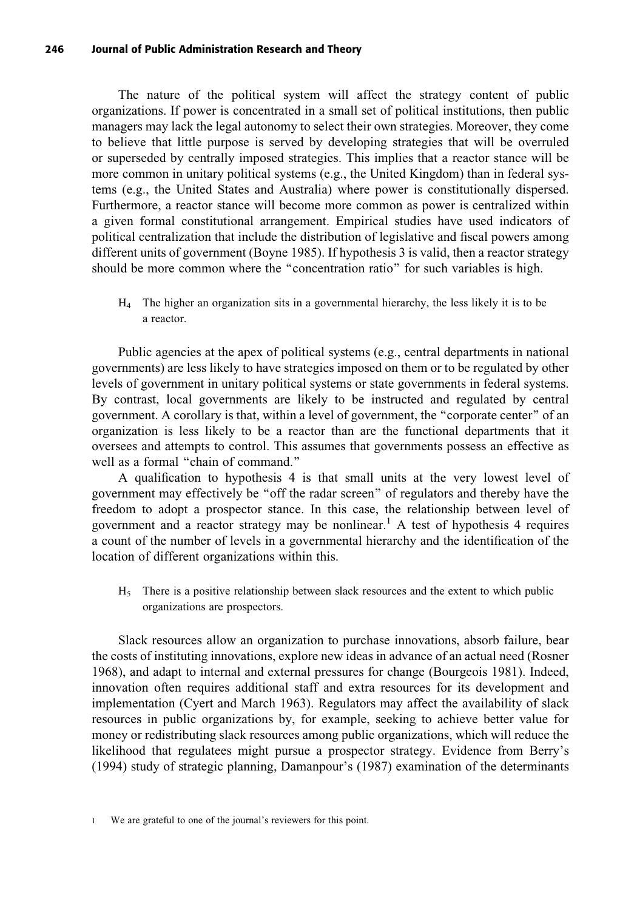The nature of the political system will affect the strategy content of public organizations. If power is concentrated in a small set of political institutions, then public managers may lack the legal autonomy to select their own strategies. Moreover, they come to believe that little purpose is served by developing strategies that will be overruled or superseded by centrally imposed strategies. This implies that a reactor stance will be more common in unitary political systems (e.g., the United Kingdom) than in federal systems (e.g., the United States and Australia) where power is constitutionally dispersed. Furthermore, a reactor stance will become more common as power is centralized within a given formal constitutional arrangement. Empirical studies have used indicators of political centralization that include the distribution of legislative and fiscal powers among different units of government (Boyne 1985). If hypothesis 3 is valid, then a reactor strategy should be more common where the "concentration ratio" for such variables is high.

> $H_4$ The higher an organization sits in a governmental hierarchy, the less likely it is to be a reactor.

Public agencies at the apex of political systems (e.g., central departments in national governments) are less likely to have strategies imposed on them or to be regulated by other levels of government in unitary political systems or state governments in federal systems. By contrast, local governments are likely to be instructed and regulated by central government. A corollary is that, within a level of government, the "corporate center" of an organization is less likely to be a reactor than are the functional departments that it oversees and attempts to control. This assumes that governments possess an effective as well as a formal "chain of command."

A qualification to hypothesis 4 is that small units at the very lowest level of government may effectively be "off the radar screen" of regulators and thereby have the freedom to adopt a prospector stance. In this case, the relationship between level of government and a reactor strategy may be nonlinear.[1] A test of hypothesis 4 requires a count of the number of levels in a governmental hierarchy and the identification of the location of different organizations within this.

> $H_5$ There is a positive relationship between slack resources and the extent to which public organizations are prospectors.

Slack resources allow an organization to purchase innovations, absorb failure, bear the costs of instituting innovations, explore new ideas in advance of an actual need (Rosner 1968), and adapt to internal and external pressures for change (Bourgeois 1981). Indeed, innovation often requires additional staff and extra resources for its development and implementation (Cyert and March 1963). Regulators may affect the availability of slack resources in public organizations by, for example, seeking to achieve better value for money or redistributing slack resources among public organizations, which will reduce the likelihood that regulatees might pursue a prospector strategy. Evidence from Berry's (1994) study of strategic planning, Damanpour's (1987) examination of the determinants

---

1 We are grateful to one of the journal's reviewers for this point.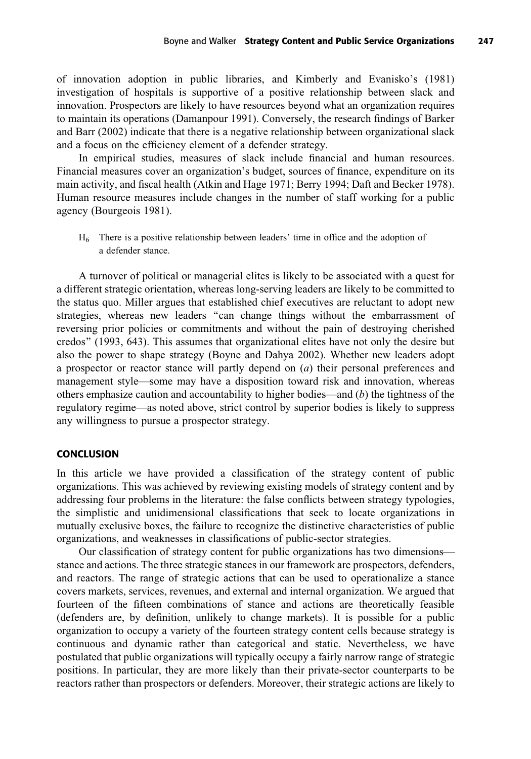of innovation adoption in public libraries, and Kimberly and Evanisko's (1981) investigation of hospitals is supportive of a positive relationship between slack and innovation. Prospectors are likely to have resources beyond what an organization requires to maintain its operations (Damanpour 1991). Conversely, the research findings of Barker and Barr (2002) indicate that there is a negative relationship between organizational slack and a focus on the efficiency element of a defender strategy.

In empirical studies, measures of slack include financial and human resources. Financial measures cover an organization's budget, sources of finance, expenditure on its main activity, and fiscal health (Atkin and Hage 1971; Berry 1994; Daft and Becker 1978). Human resource measures include changes in the number of staff working for a public agency (Bourgeois 1981).

> $H_6$ There is a positive relationship between leaders' time in office and the adoption of a defender stance.

A turnover of political or managerial elites is likely to be associated with a quest for a different strategic orientation, whereas long-serving leaders are likely to be committed to the status quo. Miller argues that established chief executives are reluctant to adopt new strategies, whereas new leaders "can change things without the embarrassment of reversing prior policies or commitments and without the pain of destroying cherished credos" (1993, 643). This assumes that organizational elites have not only the desire but also the power to shape strategy (Boyne and Dahya 2002). Whether new leaders adopt a prospector or reactor stance will partly depend on (*a*) their personal preferences and management style—some may have a disposition toward risk and innovation, whereas others emphasize caution and accountability to higher bodies—and (*b*) the tightness of the regulatory regime—as noted above, strict control by superior bodies is likely to suppress any willingness to pursue a prospector strategy.

## CONCLUSION

In this article we have provided a classification of the strategy content of public organizations. This was achieved by reviewing existing models of strategy content and by addressing four problems in the literature: the false conflicts between strategy typologies, the simplistic and unidimensional classifications that seek to locate organizations in mutually exclusive boxes, the failure to recognize the distinctive characteristics of public organizations, and weaknesses in classifications of public-sector strategies.

Our classification of strategy content for public organizations has two dimensions—stance and actions. The three strategic stances in our framework are prospectors, defenders, and reactors. The range of strategic actions that can be used to operationalize a stance covers markets, services, revenues, and external and internal organization. We argued that fourteen of the fifteen combinations of stance and actions are theoretically feasible (defenders are, by definition, unlikely to change markets). It is possible for a public organization to occupy a variety of the fourteen strategy content cells because strategy is continuous and dynamic rather than categorical and static. Nevertheless, we have postulated that public organizations will typically occupy a fairly narrow range of strategic positions. In particular, they are more likely than their private-sector counterparts to be reactors rather than prospectors or defenders. Moreover, their strategic actions are likely to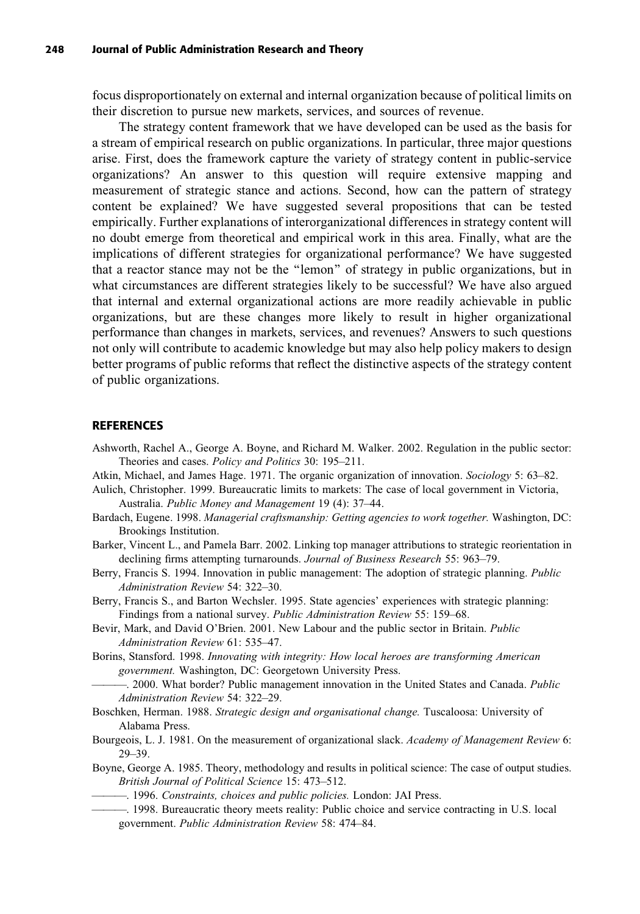focus disproportionately on external and internal organization because of political limits on their discretion to pursue new markets, services, and sources of revenue.

The strategy content framework that we have developed can be used as the basis for a stream of empirical research on public organizations. In particular, three major questions arise. First, does the framework capture the variety of strategy content in public-service organizations? An answer to this question will require extensive mapping and measurement of strategic stance and actions. Second, how can the pattern of strategy content be explained? We have suggested several propositions that can be tested empirically. Further explanations of interorganizational differences in strategy content will no doubt emerge from theoretical and empirical work in this area. Finally, what are the implications of different strategies for organizational performance? We have suggested that a reactor stance may not be the "lemon" of strategy in public organizations, but in what circumstances are different strategies likely to be successful? We have also argued that internal and external organizational actions are more readily achievable in public organizations, but are these changes more likely to result in higher organizational performance than changes in markets, services, and revenues? Answers to such questions not only will contribute to academic knowledge but may also help policy makers to design better programs of public reforms that reflect the distinctive aspects of the strategy content of public organizations.

## REFERENCES

Ashworth, Rachel A., George A. Boyne, and Richard M. Walker. 2002. Regulation in the public sector: Theories and cases. *Policy and Politics* 30: 195–211.

Atkin, Michael, and James Hage. 1971. The organic organization of innovation. *Sociology* 5: 63–82.

Aulich, Christopher. 1999. Bureaucratic limits to markets: The case of local government in Victoria, Australia. *Public Money and Management* 19 (4): 37–44.

Bardach, Eugene. 1998. *Managerial craftsmanship: Getting agencies to work together.* Washington, DC: Brookings Institution.

Barker, Vincent L., and Pamela Barr. 2002. Linking top manager attributions to strategic reorientation in declining firms attempting turnarounds. *Journal of Business Research* 55: 963–79.

Berry, Francis S. 1994. Innovation in public management: The adoption of strategic planning. *Public Administration Review* 54: 322–30.

Berry, Francis S., and Barton Wechsler. 1995. State agencies' experiences with strategic planning: Findings from a national survey. *Public Administration Review* 55: 159–68.

Bevir, Mark, and David O'Brien. 2001. New Labour and the public sector in Britain. *Public Administration Review* 61: 535–47.

Borins, Stansford. 1998. *Innovating with integrity: How local heroes are transforming American government.* Washington, DC: Georgetown University Press.

———. 2000. What border? Public management innovation in the United States and Canada. *Public Administration Review* 54: 322–29.

Boschken, Herman. 1988. *Strategic design and organisational change.* Tuscaloosa: University of Alabama Press.

Bourgeois, L. J. 1981. On the measurement of organizational slack. *Academy of Management Review* 6: 29–39.

Boyne, George A. 1985. Theory, methodology and results in political science: The case of output studies. *British Journal of Political Science* 15: 473–512.

———. 1996. *Constraints, choices and public policies.* London: JAI Press.

———. 1998. Bureaucratic theory meets reality: Public choice and service contracting in U.S. local government. *Public Administration Review* 58: 474–84.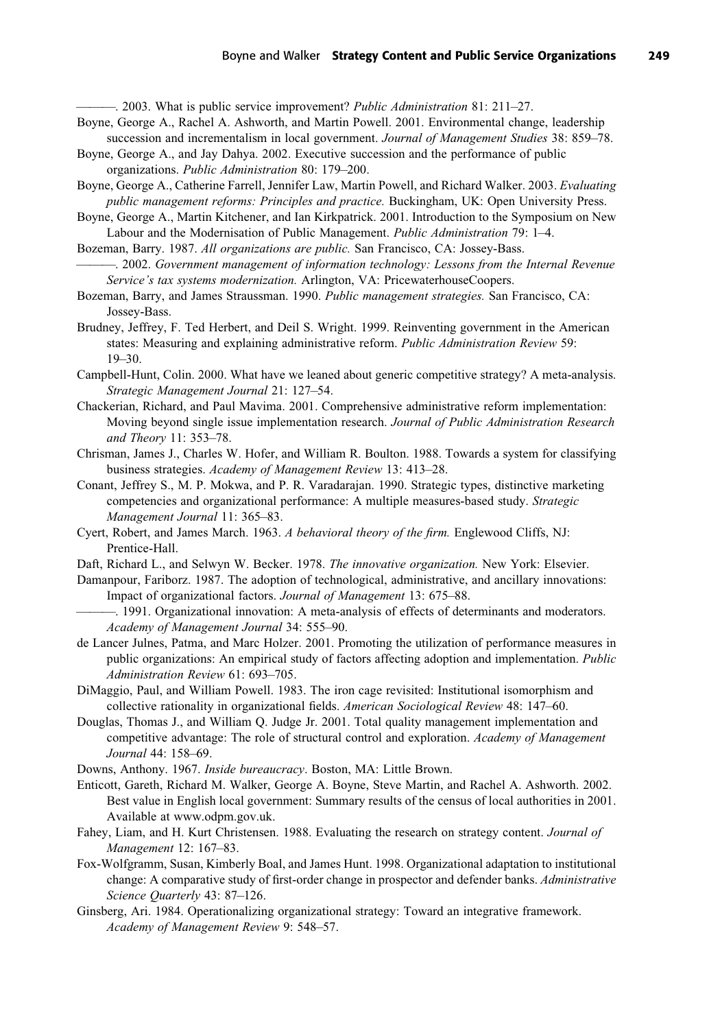———. 2003. What is public service improvement? *Public Administration* 81: 211–27.

Boyne, George A., Rachel A. Ashworth, and Martin Powell. 2001. Environmental change, leadership succession and incrementalism in local government. *Journal of Management Studies* 38: 859–78.

Boyne, George A., and Jay Dahya. 2002. Executive succession and the performance of public organizations. *Public Administration* 80: 179–200.

Boyne, George A., Catherine Farrell, Jennifer Law, Martin Powell, and Richard Walker. 2003. *Evaluating public management reforms: Principles and practice.* Buckingham, UK: Open University Press.

Boyne, George A., Martin Kitchener, and Ian Kirkpatrick. 2001. Introduction to the Symposium on New Labour and the Modernisation of Public Management. *Public Administration* 79: 1–4.

Bozeman, Barry. 1987. *All organizations are public.* San Francisco, CA: Jossey-Bass.

———. 2002. *Government management of information technology: Lessons from the Internal Revenue Service's tax systems modernization.* Arlington, VA: PricewaterhouseCoopers.

Bozeman, Barry, and James Straussman. 1990. *Public management strategies.* San Francisco, CA: Jossey-Bass.

Brudney, Jeffrey, F. Ted Herbert, and Deil S. Wright. 1999. Reinventing government in the American states: Measuring and explaining administrative reform. *Public Administration Review* 59: 19–30.

Campbell-Hunt, Colin. 2000. What have we leaned about generic competitive strategy? A meta-analysis. *Strategic Management Journal* 21: 127–54.

Chackerian, Richard, and Paul Mavima. 2001. Comprehensive administrative reform implementation: Moving beyond single issue implementation research. *Journal of Public Administration Research and Theory* 11: 353–78.

Chrisman, James J., Charles W. Hofer, and William R. Boulton. 1988. Towards a system for classifying business strategies. *Academy of Management Review* 13: 413–28.

Conant, Jeffrey S., M. P. Mokwa, and P. R. Varadarajan. 1990. Strategic types, distinctive marketing competencies and organizational performance: A multiple measures-based study. *Strategic Management Journal* 11: 365–83.

Cyert, Robert, and James March. 1963. *A behavioral theory of the firm.* Englewood Cliffs, NJ: Prentice-Hall.

Daft, Richard L., and Selwyn W. Becker. 1978. *The innovative organization.* New York: Elsevier.

Damanpour, Fariborz. 1987. The adoption of technological, administrative, and ancillary innovations: Impact of organizational factors. *Journal of Management* 13: 675–88.

———. 1991. Organizational innovation: A meta-analysis of effects of determinants and moderators. *Academy of Management Journal* 34: 555–90.

de Lancer Julnes, Patma, and Marc Holzer. 2001. Promoting the utilization of performance measures in public organizations: An empirical study of factors affecting adoption and implementation. *Public Administration Review* 61: 693–705.

DiMaggio, Paul, and William Powell. 1983. The iron cage revisited: Institutional isomorphism and collective rationality in organizational fields. *American Sociological Review* 48: 147–60.

Douglas, Thomas J., and William Q. Judge Jr. 2001. Total quality management implementation and competitive advantage: The role of structural control and exploration. *Academy of Management Journal* 44: 158–69.

Downs, Anthony. 1967. *Inside bureaucracy*. Boston, MA: Little Brown.

Enticott, Gareth, Richard M. Walker, George A. Boyne, Steve Martin, and Rachel A. Ashworth. 2002. Best value in English local government: Summary results of the census of local authorities in 2001. Available at www.odpm.gov.uk.

Fahey, Liam, and H. Kurt Christensen. 1988. Evaluating the research on strategy content. *Journal of Management* 12: 167–83.

Fox-Wolfgramm, Susan, Kimberly Boal, and James Hunt. 1998. Organizational adaptation to institutional change: A comparative study of first-order change in prospector and defender banks. *Administrative Science Quarterly* 43: 87–126.

Ginsberg, Ari. 1984. Operationalizing organizational strategy: Toward an integrative framework. *Academy of Management Review* 9: 548–57.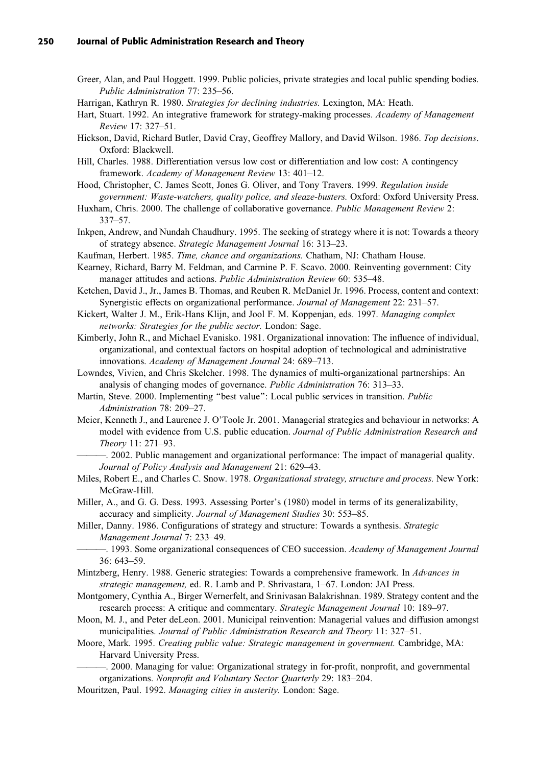Greer, Alan, and Paul Hoggett. 1999. Public policies, private strategies and local public spending bodies. *Public Administration* 77: 235–56.

Harrigan, Kathryn R. 1980. *Strategies for declining industries.* Lexington, MA: Heath.

Hart, Stuart. 1992. An integrative framework for strategy-making processes. *Academy of Management Review* 17: 327–51.

Hickson, David, Richard Butler, David Cray, Geoffrey Mallory, and David Wilson. 1986. *Top decisions*. Oxford: Blackwell.

Hill, Charles. 1988. Differentiation versus low cost or differentiation and low cost: A contingency framework. *Academy of Management Review* 13: 401–12.

Hood, Christopher, C. James Scott, Jones G. Oliver, and Tony Travers. 1999. *Regulation inside government: Waste-watchers, quality police, and sleaze-busters.* Oxford: Oxford University Press.

Huxham, Chris. 2000. The challenge of collaborative governance. *Public Management Review* 2: 337–57.

Inkpen, Andrew, and Nundah Chaudhury. 1995. The seeking of strategy where it is not: Towards a theory of strategy absence. *Strategic Management Journal* 16: 313–23.

Kaufman, Herbert. 1985. *Time, chance and organizations.* Chatham, NJ: Chatham House.

Kearney, Richard, Barry M. Feldman, and Carmine P. F. Scavo. 2000. Reinventing government: City manager attitudes and actions. *Public Administration Review* 60: 535–48.

Ketchen, David J., Jr., James B. Thomas, and Reuben R. McDaniel Jr. 1996. Process, content and context: Synergistic effects on organizational performance. *Journal of Management* 22: 231–57.

Kickert, Walter J. M., Erik-Hans Klijn, and Jool F. M. Koppenjan, eds. 1997. *Managing complex networks: Strategies for the public sector.* London: Sage.

Kimberly, John R., and Michael Evanisko. 1981. Organizational innovation: The influence of individual, organizational, and contextual factors on hospital adoption of technological and administrative innovations. *Academy of Management Journal* 24: 689–713.

Lowndes, Vivien, and Chris Skelcher. 1998. The dynamics of multi-organizational partnerships: An analysis of changing modes of governance. *Public Administration* 76: 313–33.

Martin, Steve. 2000. Implementing "best value": Local public services in transition. *Public Administration* 78: 209–27.

Meier, Kenneth J., and Laurence J. O'Toole Jr. 2001. Managerial strategies and behaviour in networks: A model with evidence from U.S. public education. *Journal of Public Administration Research and Theory* 11: 271–93.

———. 2002. Public management and organizational performance: The impact of managerial quality. *Journal of Policy Analysis and Management* 21: 629–43.

Miles, Robert E., and Charles C. Snow. 1978. *Organizational strategy, structure and process.* New York: McGraw-Hill.

Miller, A., and G. G. Dess. 1993. Assessing Porter's (1980) model in terms of its generalizability, accuracy and simplicity. *Journal of Management Studies* 30: 553–85.

Miller, Danny. 1986. Configurations of strategy and structure: Towards a synthesis. *Strategic Management Journal* 7: 233–49.

———. 1993. Some organizational consequences of CEO succession. *Academy of Management Journal* 36: 643–59.

Mintzberg, Henry. 1988. Generic strategies: Towards a comprehensive framework. In *Advances in strategic management,* ed. R. Lamb and P. Shrivastara, 1–67. London: JAI Press.

Montgomery, Cynthia A., Birger Wernerfelt, and Srinivasan Balakrishnan. 1989. Strategy content and the research process: A critique and commentary. *Strategic Management Journal* 10: 189–97.

Moon, M. J., and Peter deLeon. 2001. Municipal reinvention: Managerial values and diffusion amongst municipalities. *Journal of Public Administration Research and Theory* 11: 327–51.

Moore, Mark. 1995. *Creating public value: Strategic management in government.* Cambridge, MA: Harvard University Press.

———. 2000. Managing for value: Organizational strategy in for-profit, nonprofit, and governmental organizations. *Nonprofit and Voluntary Sector Quarterly* 29: 183–204.

Mouritzen, Paul. 1992. *Managing cities in austerity.* London: Sage.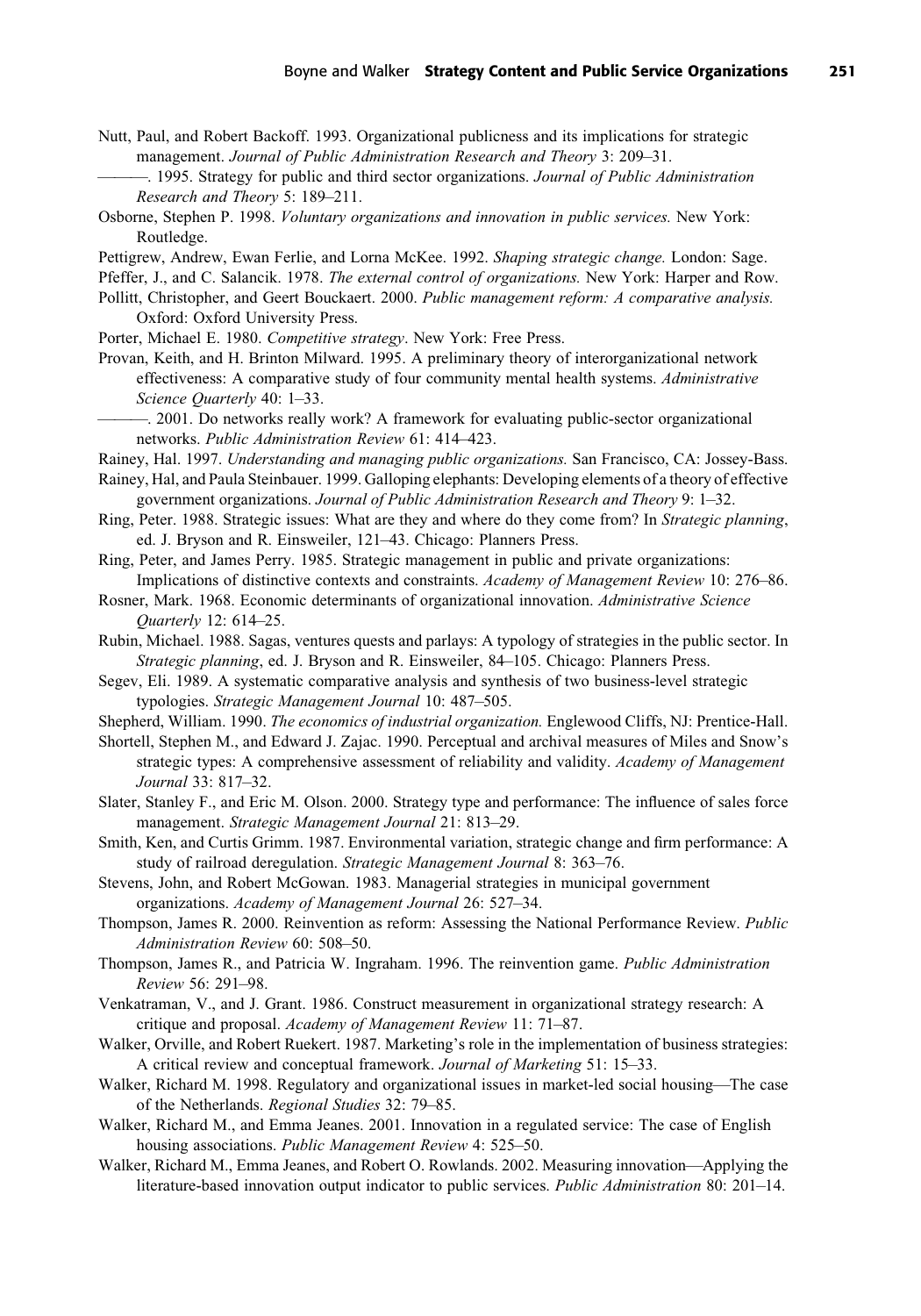Nutt, Paul, and Robert Backoff. 1993. Organizational publicness and its implications for strategic management. *Journal of Public Administration Research and Theory* 3: 209–31.

———. 1995. Strategy for public and third sector organizations. *Journal of Public Administration Research and Theory* 5: 189–211.

Osborne, Stephen P. 1998. *Voluntary organizations and innovation in public services.* New York: Routledge.

Pettigrew, Andrew, Ewan Ferlie, and Lorna McKee. 1992. *Shaping strategic change.* London: Sage.

Pfeffer, J., and C. Salancik. 1978. *The external control of organizations.* New York: Harper and Row.

Pollitt, Christopher, and Geert Bouckaert. 2000. *Public management reform: A comparative analysis.* Oxford: Oxford University Press.

Porter, Michael E. 1980. *Competitive strategy*. New York: Free Press.

Provan, Keith, and H. Brinton Milward. 1995. A preliminary theory of interorganizational network effectiveness: A comparative study of four community mental health systems. *Administrative Science Quarterly* 40: 1–33.

———. 2001. Do networks really work? A framework for evaluating public-sector organizational networks. *Public Administration Review* 61: 414–423.

Rainey, Hal. 1997. *Understanding and managing public organizations.* San Francisco, CA: Jossey-Bass.

Rainey, Hal, and Paula Steinbauer. 1999. Galloping elephants: Developing elements of a theory of effective government organizations. *Journal of Public Administration Research and Theory* 9: 1–32.

Ring, Peter. 1988. Strategic issues: What are they and where do they come from? In *Strategic planning*, ed. J. Bryson and R. Einsweiler, 121–43. Chicago: Planners Press.

Ring, Peter, and James Perry. 1985. Strategic management in public and private organizations: Implications of distinctive contexts and constraints. *Academy of Management Review* 10: 276–86.

Rosner, Mark. 1968. Economic determinants of organizational innovation. *Administrative Science Quarterly* 12: 614–25.

Rubin, Michael. 1988. Sagas, ventures quests and parlays: A typology of strategies in the public sector. In *Strategic planning*, ed. J. Bryson and R. Einsweiler, 84–105. Chicago: Planners Press.

Segev, Eli. 1989. A systematic comparative analysis and synthesis of two business-level strategic typologies. *Strategic Management Journal* 10: 487–505.

Shepherd, William. 1990. *The economics of industrial organization.* Englewood Cliffs, NJ: Prentice-Hall.

Shortell, Stephen M., and Edward J. Zajac. 1990. Perceptual and archival measures of Miles and Snow's strategic types: A comprehensive assessment of reliability and validity. *Academy of Management Journal* 33: 817–32.

Slater, Stanley F., and Eric M. Olson. 2000. Strategy type and performance: The influence of sales force management. *Strategic Management Journal* 21: 813–29.

Smith, Ken, and Curtis Grimm. 1987. Environmental variation, strategic change and firm performance: A study of railroad deregulation. *Strategic Management Journal* 8: 363–76.

Stevens, John, and Robert McGowan. 1983. Managerial strategies in municipal government organizations. *Academy of Management Journal* 26: 527–34.

Thompson, James R. 2000. Reinvention as reform: Assessing the National Performance Review. *Public Administration Review* 60: 508–50.

Thompson, James R., and Patricia W. Ingraham. 1996. The reinvention game. *Public Administration Review* 56: 291–98.

Venkatraman, V., and J. Grant. 1986. Construct measurement in organizational strategy research: A critique and proposal. *Academy of Management Review* 11: 71–87.

Walker, Orville, and Robert Ruekert. 1987. Marketing's role in the implementation of business strategies: A critical review and conceptual framework. *Journal of Marketing* 51: 15–33.

Walker, Richard M. 1998. Regulatory and organizational issues in market-led social housing—The case of the Netherlands. *Regional Studies* 32: 79–85.

Walker, Richard M., and Emma Jeanes. 2001. Innovation in a regulated service: The case of English housing associations. *Public Management Review* 4: 525–50.

Walker, Richard M., Emma Jeanes, and Robert O. Rowlands. 2002. Measuring innovation—Applying the literature-based innovation output indicator to public services. *Public Administration* 80: 201–14.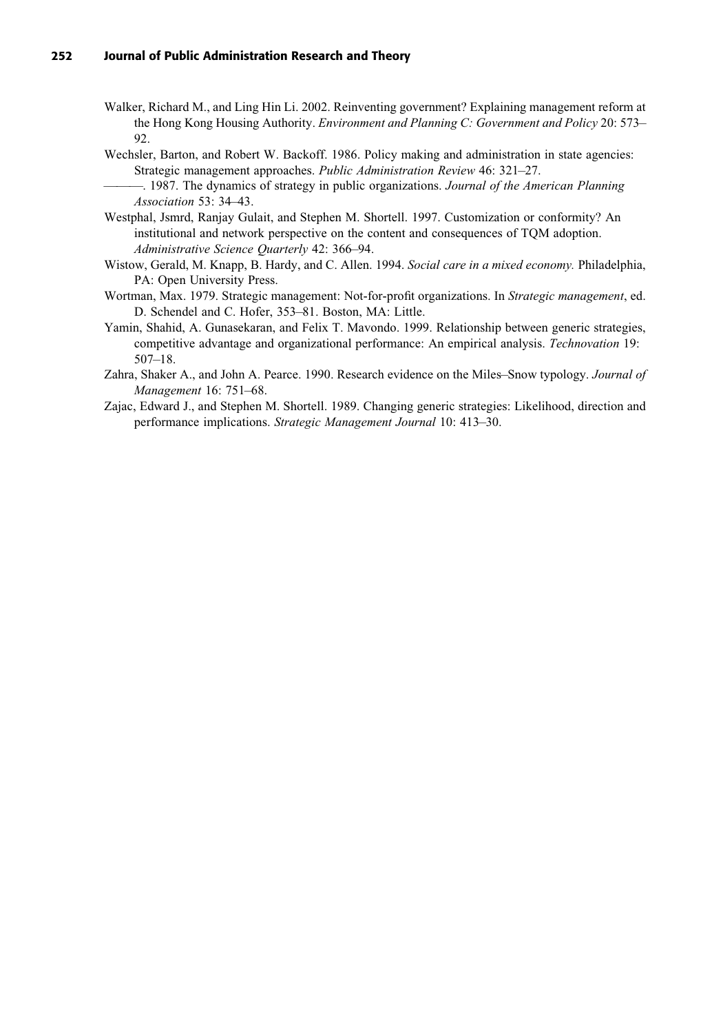Walker, Richard M., and Ling Hin Li. 2002. Reinventing government? Explaining management reform at the Hong Kong Housing Authority. *Environment and Planning C: Government and Policy* 20: 573–92.

Wechsler, Barton, and Robert W. Backoff. 1986. Policy making and administration in state agencies: Strategic management approaches. *Public Administration Review* 46: 321–27.

———. 1987. The dynamics of strategy in public organizations. *Journal of the American Planning Association* 53: 34–43.

Westphal, Jsmrd, Ranjay Gulait, and Stephen M. Shortell. 1997. Customization or conformity? An institutional and network perspective on the content and consequences of TQM adoption. *Administrative Science Quarterly* 42: 366–94.

Wistow, Gerald, M. Knapp, B. Hardy, and C. Allen. 1994. *Social care in a mixed economy.* Philadelphia, PA: Open University Press.

Wortman, Max. 1979. Strategic management: Not-for-profit organizations. In *Strategic management*, ed. D. Schendel and C. Hofer, 353–81. Boston, MA: Little.

Yamin, Shahid, A. Gunasekaran, and Felix T. Mavondo. 1999. Relationship between generic strategies, competitive advantage and organizational performance: An empirical analysis. *Technovation* 19: 507–18.

Zahra, Shaker A., and John A. Pearce. 1990. Research evidence on the Miles–Snow typology. *Journal of Management* 16: 751–68.

Zajac, Edward J., and Stephen M. Shortell. 1989. Changing generic strategies: Likelihood, direction and performance implications. *Strategic Management Journal* 10: 413–30.